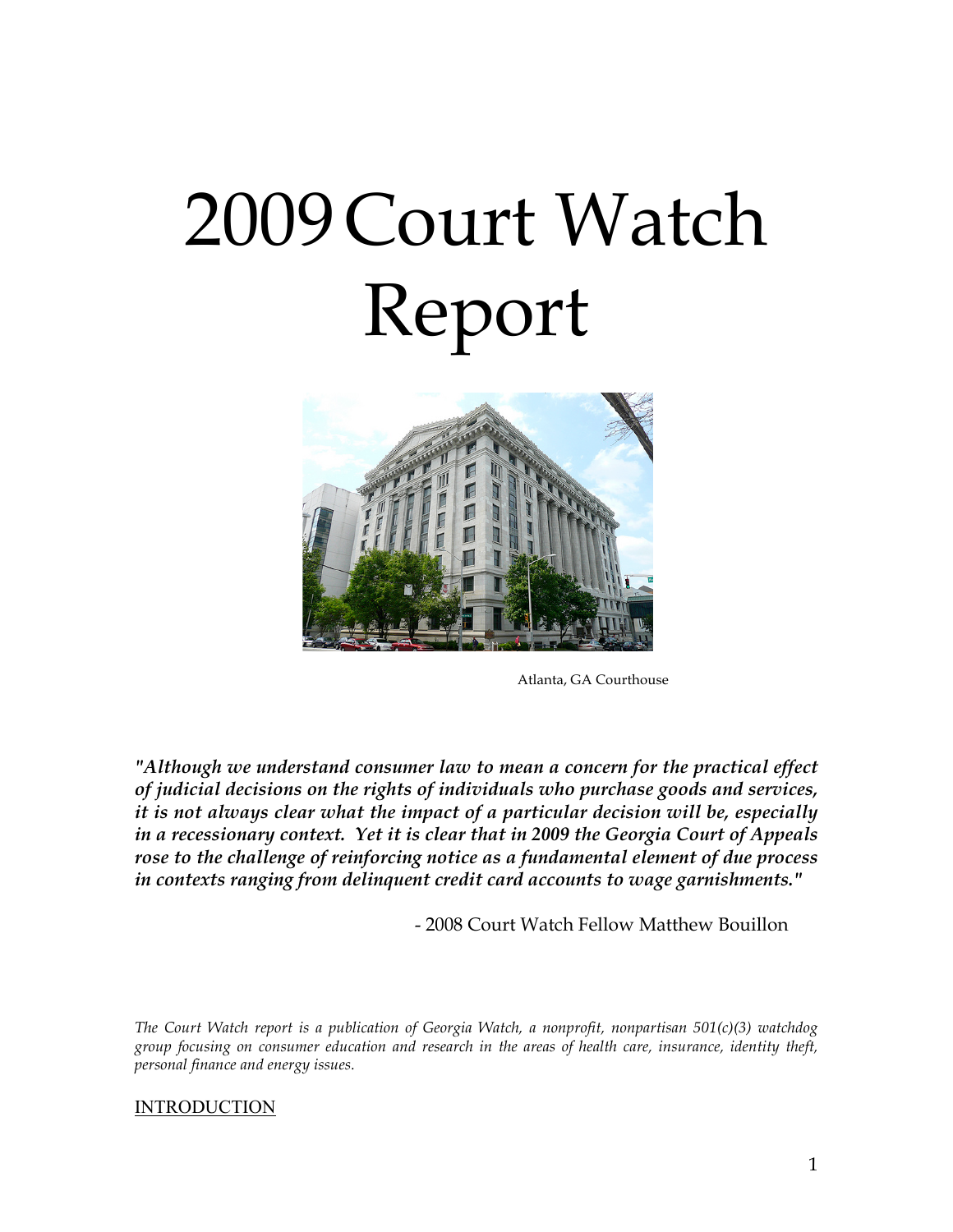# 2009 Court Watch Report

Atlanta, GA Courthouse

***"Although we understand consumer law to mean a concern for the practical effect of judicial decisions on the rights of individuals who purchase goods and services, it is not always clear what the impact of a particular decision will be, especially in a recessionary context. Yet it is clear that in 2009 the Georgia Court of Appeals rose to the challenge of reinforcing notice as a fundamental element of due process in contexts ranging from delinquent credit card accounts to wage garnishments."***

\- 2008 Court Watch Fellow Matthew Bouillon

*The Court Watch report is a publication of Georgia Watch, a nonprofit, nonpartisan 501(c)(3) watchdog group focusing on consumer education and research in the areas of health care, insurance, identity theft, personal finance and energy issues.*

## INTRODUCTION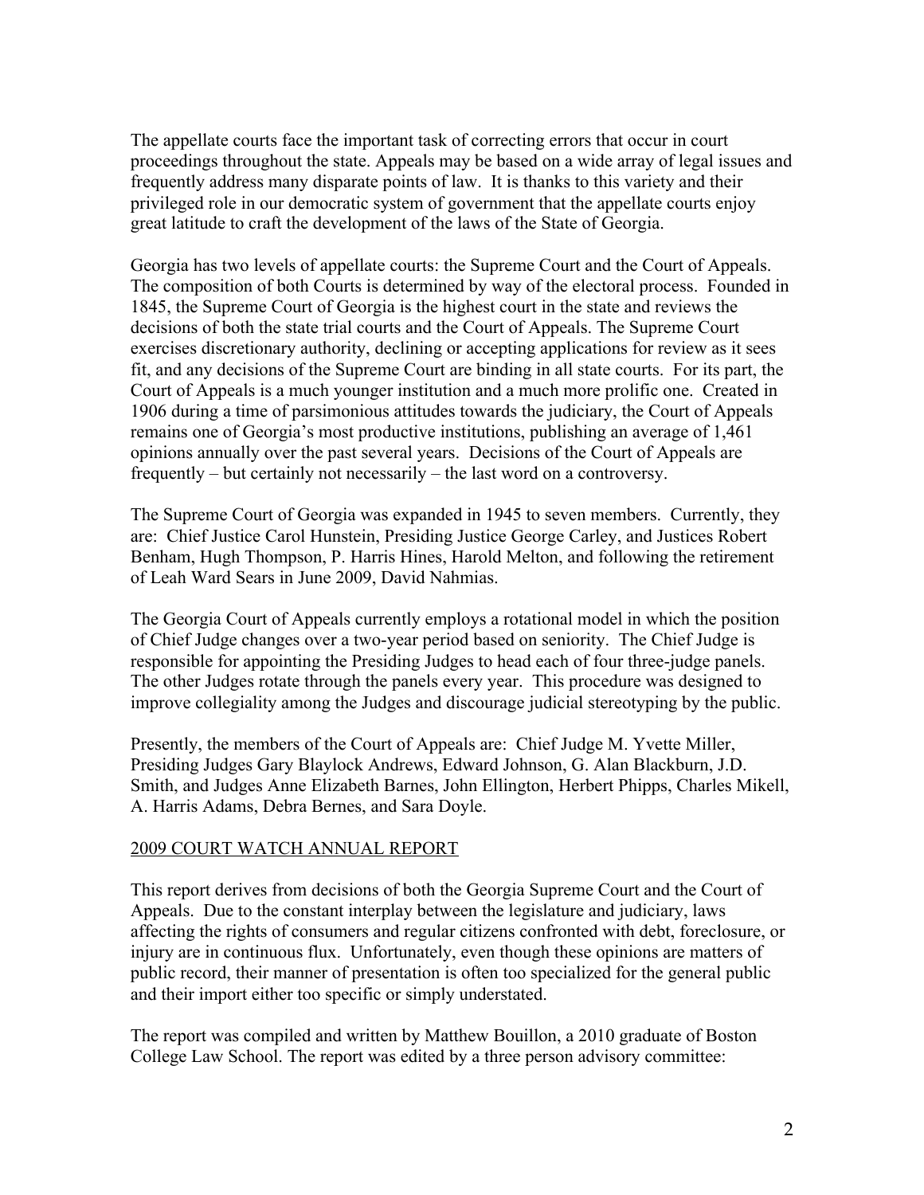The appellate courts face the important task of correcting errors that occur in court proceedings throughout the state. Appeals may be based on a wide array of legal issues and frequently address many disparate points of law. It is thanks to this variety and their privileged role in our democratic system of government that the appellate courts enjoy great latitude to craft the development of the laws of the State of Georgia.

Georgia has two levels of appellate courts: the Supreme Court and the Court of Appeals. The composition of both Courts is determined by way of the electoral process. Founded in 1845, the Supreme Court of Georgia is the highest court in the state and reviews the decisions of both the state trial courts and the Court of Appeals. The Supreme Court exercises discretionary authority, declining or accepting applications for review as it sees fit, and any decisions of the Supreme Court are binding in all state courts. For its part, the Court of Appeals is a much younger institution and a much more prolific one. Created in 1906 during a time of parsimonious attitudes towards the judiciary, the Court of Appeals remains one of Georgia's most productive institutions, publishing an average of 1,461 opinions annually over the past several years. Decisions of the Court of Appeals are frequently – but certainly not necessarily – the last word on a controversy.

The Supreme Court of Georgia was expanded in 1945 to seven members. Currently, they are: Chief Justice Carol Hunstein, Presiding Justice George Carley, and Justices Robert Benham, Hugh Thompson, P. Harris Hines, Harold Melton, and following the retirement of Leah Ward Sears in June 2009, David Nahmias.

The Georgia Court of Appeals currently employs a rotational model in which the position of Chief Judge changes over a two-year period based on seniority. The Chief Judge is responsible for appointing the Presiding Judges to head each of four three-judge panels. The other Judges rotate through the panels every year. This procedure was designed to improve collegiality among the Judges and discourage judicial stereotyping by the public.

Presently, the members of the Court of Appeals are: Chief Judge M. Yvette Miller, Presiding Judges Gary Blaylock Andrews, Edward Johnson, G. Alan Blackburn, J.D. Smith, and Judges Anne Elizabeth Barnes, John Ellington, Herbert Phipps, Charles Mikell, A. Harris Adams, Debra Bernes, and Sara Doyle.

## 2009 COURT WATCH ANNUAL REPORT

This report derives from decisions of both the Georgia Supreme Court and the Court of Appeals. Due to the constant interplay between the legislature and judiciary, laws affecting the rights of consumers and regular citizens confronted with debt, foreclosure, or injury are in continuous flux. Unfortunately, even though these opinions are matters of public record, their manner of presentation is often too specialized for the general public and their import either too specific or simply understated.

The report was compiled and written by Matthew Bouillon, a 2010 graduate of Boston College Law School. The report was edited by a three person advisory committee: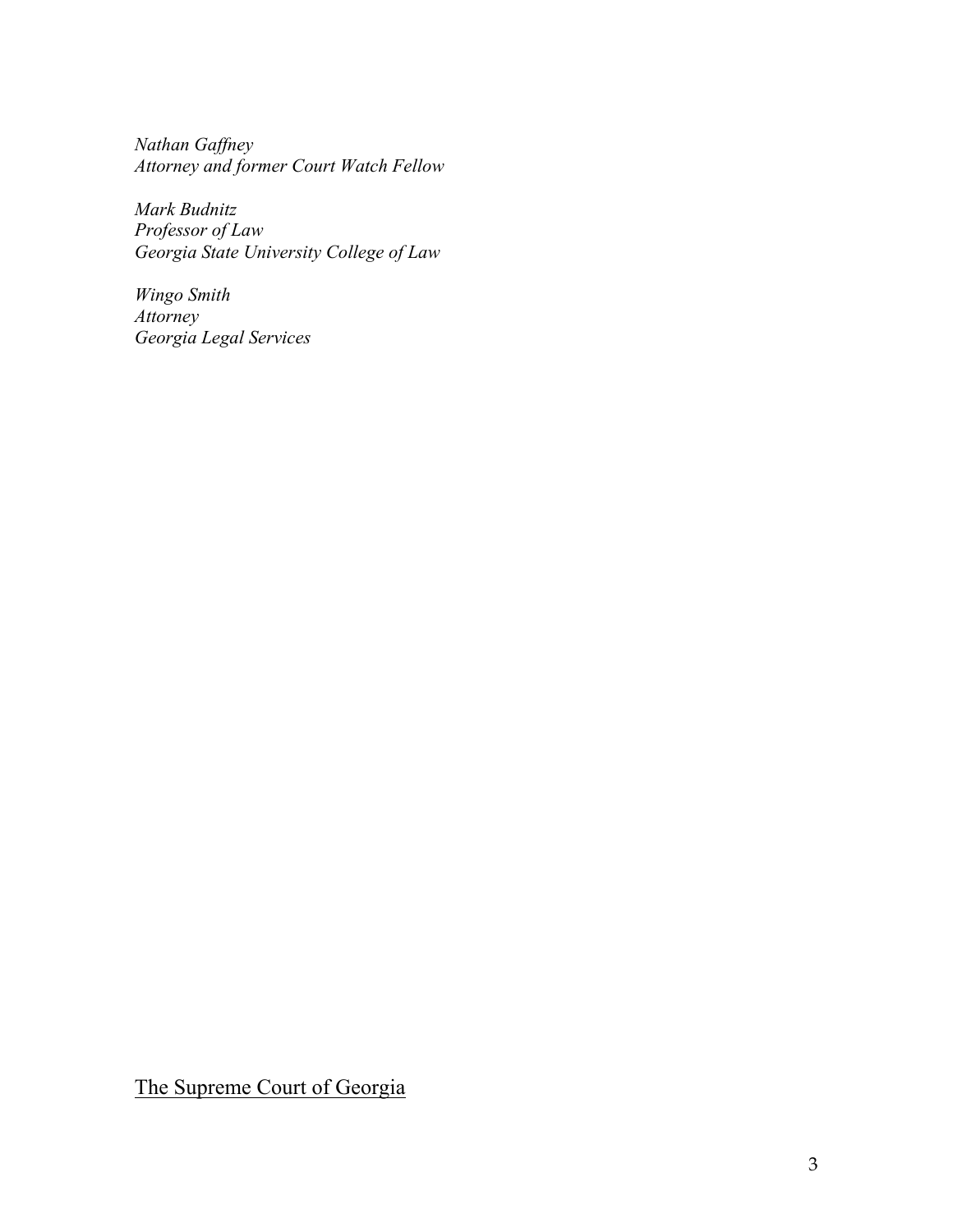*Nathan Gaffney*
*Attorney and former Court Watch Fellow*

*Mark Budnitz*
*Professor of Law*
*Georgia State University College of Law*

*Wingo Smith*
*Attorney*
*Georgia Legal Services*

<u>The Supreme Court of Georgia</u>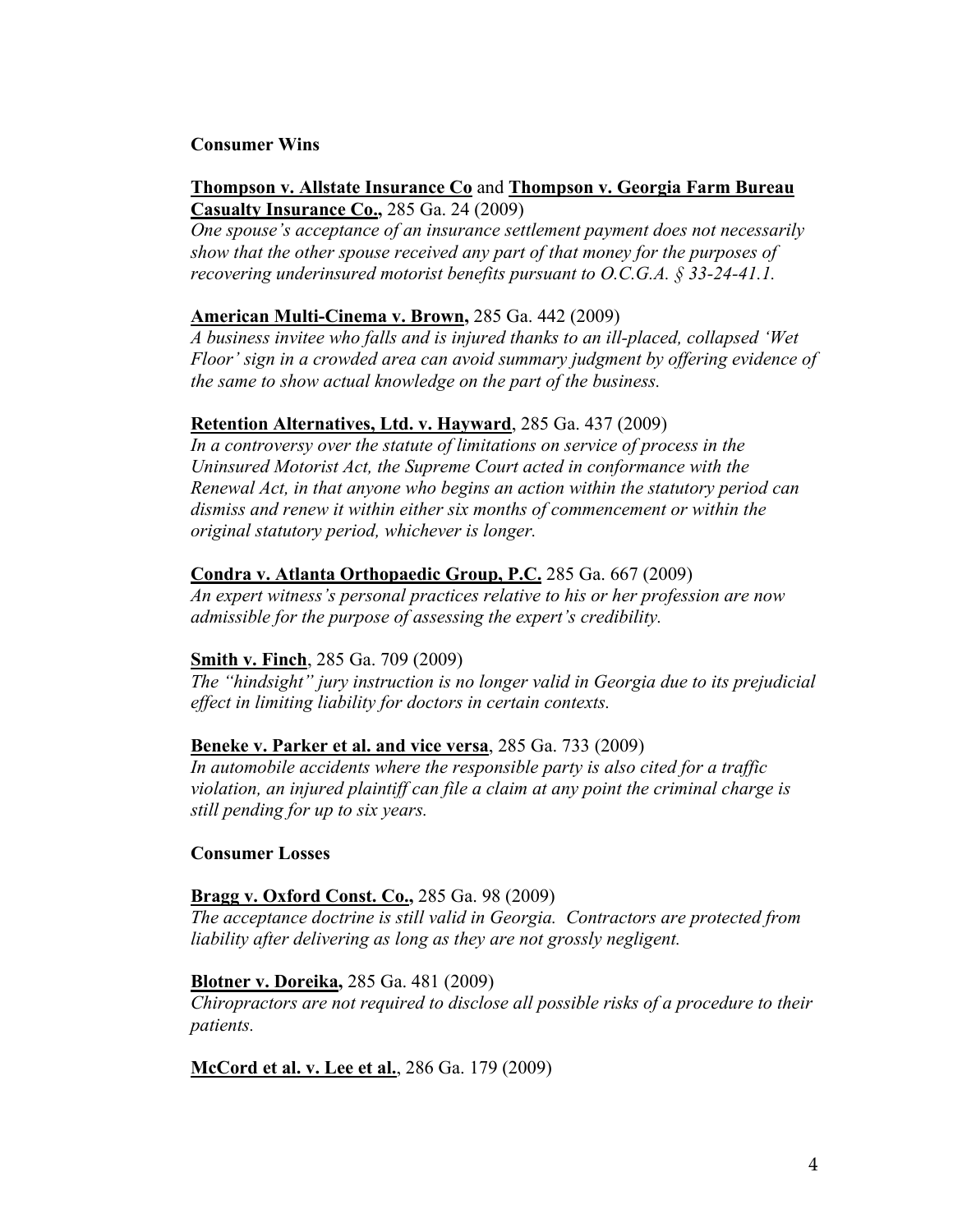**Consumer Wins**

**Thompson v. Allstate Insurance Co** and **Thompson v. Georgia Farm Bureau Casualty Insurance Co.,** 285 Ga. 24 (2009)
*One spouse's acceptance of an insurance settlement payment does not necessarily show that the other spouse received any part of that money for the purposes of recovering underinsured motorist benefits pursuant to O.C.G.A. § 33-24-41.1.*

**American Multi-Cinema v. Brown,** 285 Ga. 442 (2009)
*A business invitee who falls and is injured thanks to an ill-placed, collapsed 'Wet Floor' sign in a crowded area can avoid summary judgment by offering evidence of the same to show actual knowledge on the part of the business.*

**Retention Alternatives, Ltd. v. Hayward**, 285 Ga. 437 (2009)
*In a controversy over the statute of limitations on service of process in the Uninsured Motorist Act, the Supreme Court acted in conformance with the Renewal Act, in that anyone who begins an action within the statutory period can dismiss and renew it within either six months of commencement or within the original statutory period, whichever is longer.*

**Condra v. Atlanta Orthopaedic Group, P.C.** 285 Ga. 667 (2009)
*An expert witness's personal practices relative to his or her profession are now admissible for the purpose of assessing the expert's credibility.*

**Smith v. Finch**, 285 Ga. 709 (2009)
*The "hindsight" jury instruction is no longer valid in Georgia due to its prejudicial effect in limiting liability for doctors in certain contexts.*

**Beneke v. Parker et al. and vice versa**, 285 Ga. 733 (2009)
*In automobile accidents where the responsible party is also cited for a traffic violation, an injured plaintiff can file a claim at any point the criminal charge is still pending for up to six years.*

**Consumer Losses**

**Bragg v. Oxford Const. Co.,** 285 Ga. 98 (2009)
*The acceptance doctrine is still valid in Georgia. Contractors are protected from liability after delivering as long as they are not grossly negligent.*

**Blotner v. Doreika,** 285 Ga. 481 (2009)
*Chiropractors are not required to disclose all possible risks of a procedure to their patients.*

**McCord et al. v. Lee et al.**, 286 Ga. 179 (2009)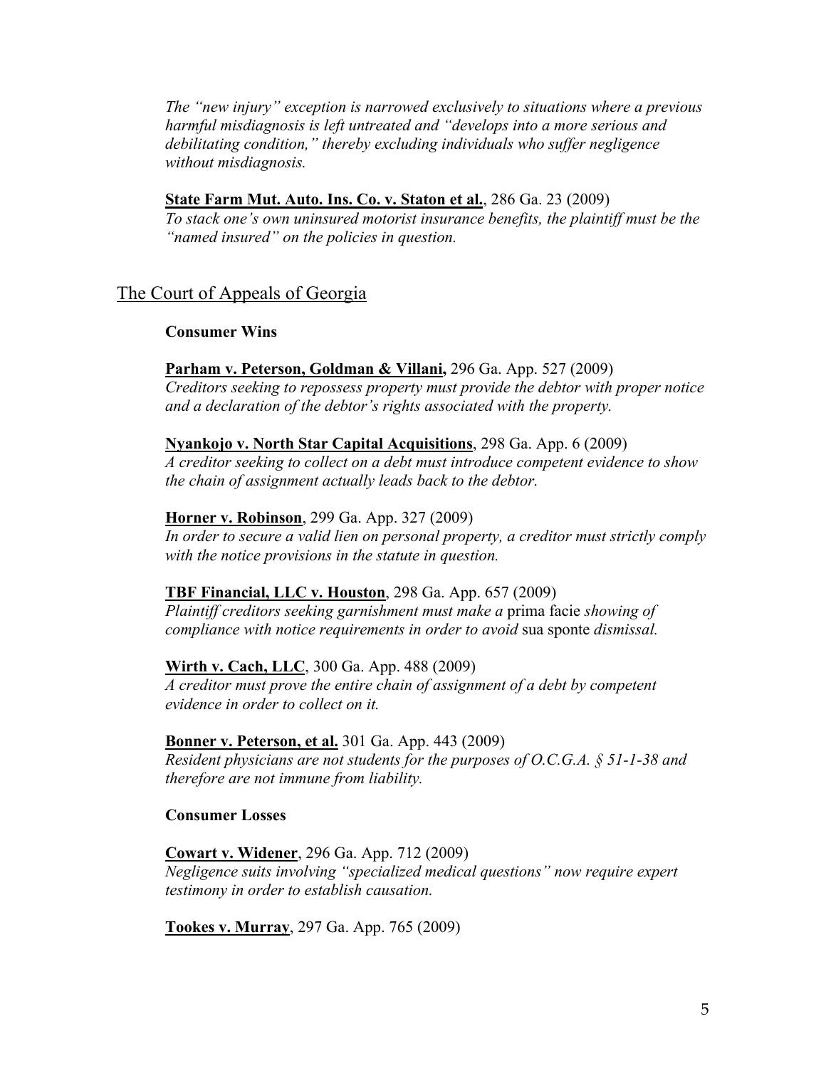*The "new injury" exception is narrowed exclusively to situations where a previous harmful misdiagnosis is left untreated and "develops into a more serious and debilitating condition," thereby excluding individuals who suffer negligence without misdiagnosis.*

**State Farm Mut. Auto. Ins. Co. v. Staton et al.**, 286 Ga. 23 (2009)
*To stack one's own uninsured motorist insurance benefits, the plaintiff must be the "named insured" on the policies in question.*

## The Court of Appeals of Georgia

**Consumer Wins**

**Parham v. Peterson, Goldman & Villani,** 296 Ga. App. 527 (2009)
*Creditors seeking to repossess property must provide the debtor with proper notice and a declaration of the debtor's rights associated with the property.*

**Nyankojo v. North Star Capital Acquisitions**, 298 Ga. App. 6 (2009)
*A creditor seeking to collect on a debt must introduce competent evidence to show the chain of assignment actually leads back to the debtor.*

**Horner v. Robinson**, 299 Ga. App. 327 (2009)
*In order to secure a valid lien on personal property, a creditor must strictly comply with the notice provisions in the statute in question.*

**TBF Financial, LLC v. Houston**, 298 Ga. App. 657 (2009)
*Plaintiff creditors seeking garnishment must make a* prima facie *showing of compliance with notice requirements in order to avoid* sua sponte *dismissal.*

**Wirth v. Cach, LLC**, 300 Ga. App. 488 (2009)
*A creditor must prove the entire chain of assignment of a debt by competent evidence in order to collect on it.*

**Bonner v. Peterson, et al.** 301 Ga. App. 443 (2009)
*Resident physicians are not students for the purposes of O.C.G.A. § 51-1-38 and therefore are not immune from liability.*

**Consumer Losses**

**Cowart v. Widener**, 296 Ga. App. 712 (2009)
*Negligence suits involving "specialized medical questions" now require expert testimony in order to establish causation.*

**Tookes v. Murray**, 297 Ga. App. 765 (2009)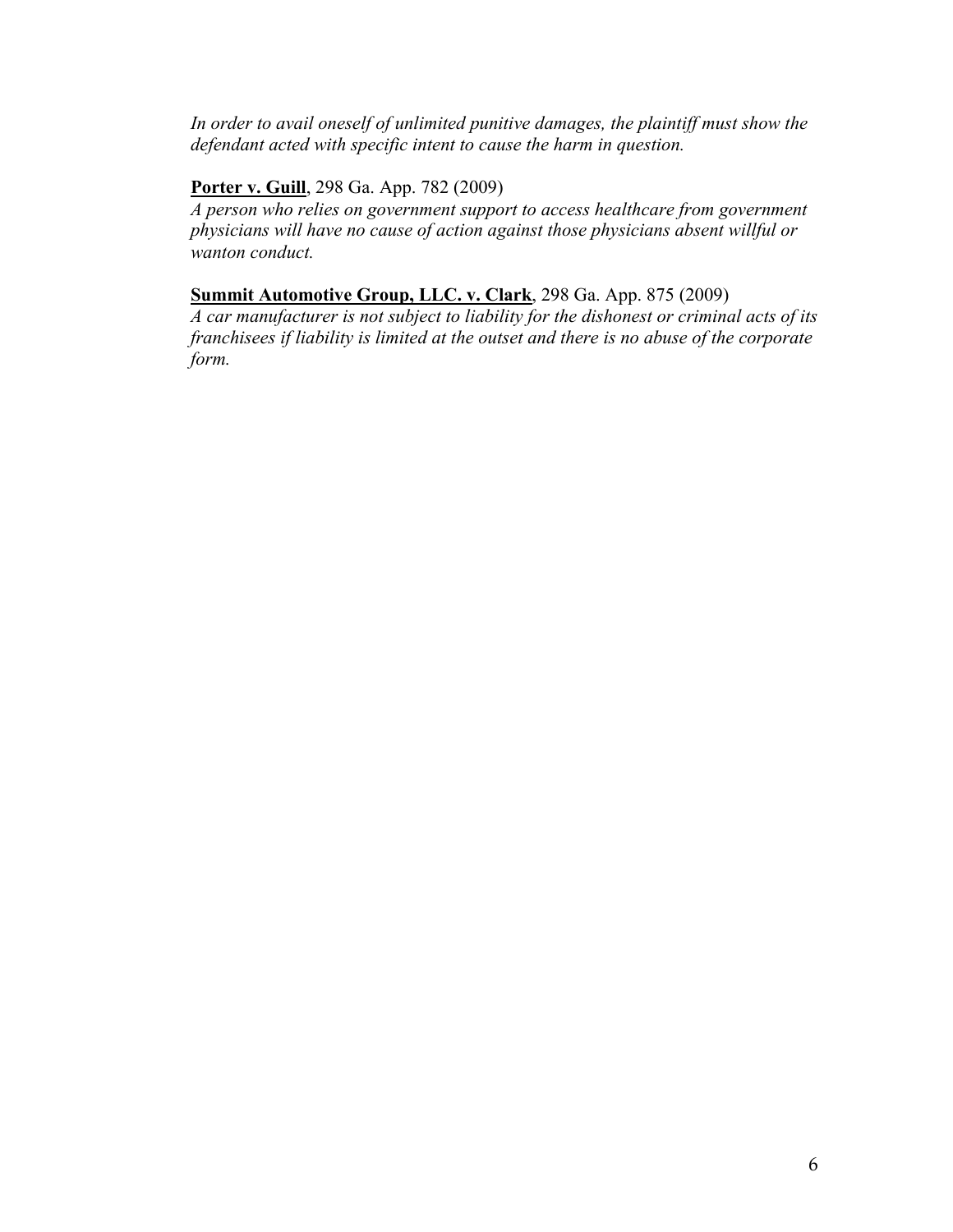*In order to avail oneself of unlimited punitive damages, the plaintiff must show the defendant acted with specific intent to cause the harm in question.*

**Porter v. Guill**, 298 Ga. App. 782 (2009)
*A person who relies on government support to access healthcare from government physicians will have no cause of action against those physicians absent willful or wanton conduct.*

**Summit Automotive Group, LLC. v. Clark**, 298 Ga. App. 875 (2009)
*A car manufacturer is not subject to liability for the dishonest or criminal acts of its franchisees if liability is limited at the outset and there is no abuse of the corporate form.*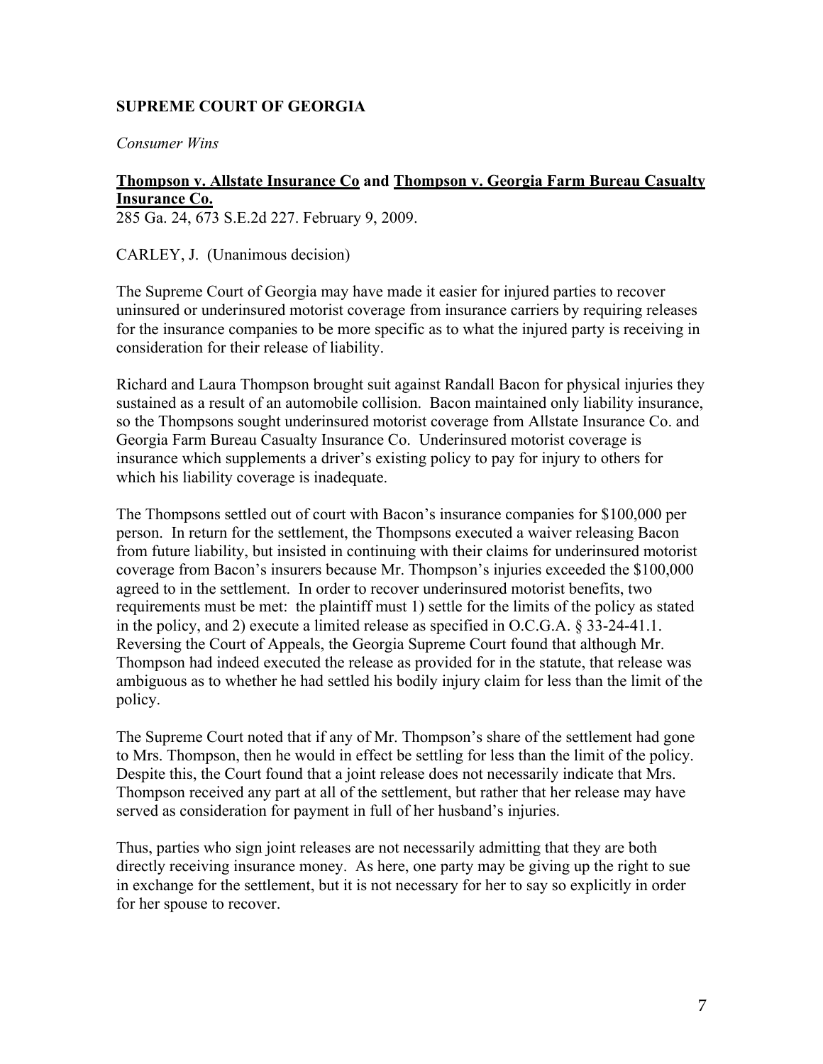**SUPREME COURT OF GEORGIA**

*Consumer Wins*

**Thompson v. Allstate Insurance Co and Thompson v. Georgia Farm Bureau Casualty Insurance Co.**
285 Ga. 24, 673 S.E.2d 227. February 9, 2009.

CARLEY, J. (Unanimous decision)

The Supreme Court of Georgia may have made it easier for injured parties to recover uninsured or underinsured motorist coverage from insurance carriers by requiring releases for the insurance companies to be more specific as to what the injured party is receiving in consideration for their release of liability.

Richard and Laura Thompson brought suit against Randall Bacon for physical injuries they sustained as a result of an automobile collision. Bacon maintained only liability insurance, so the Thompsons sought underinsured motorist coverage from Allstate Insurance Co. and Georgia Farm Bureau Casualty Insurance Co. Underinsured motorist coverage is insurance which supplements a driver's existing policy to pay for injury to others for which his liability coverage is inadequate.

The Thompsons settled out of court with Bacon's insurance companies for $100,000 per person. In return for the settlement, the Thompsons executed a waiver releasing Bacon from future liability, but insisted in continuing with their claims for underinsured motorist coverage from Bacon's insurers because Mr. Thompson's injuries exceeded the $100,000 agreed to in the settlement. In order to recover underinsured motorist benefits, two requirements must be met: the plaintiff must 1) settle for the limits of the policy as stated in the policy, and 2) execute a limited release as specified in O.C.G.A. § 33-24-41.1. Reversing the Court of Appeals, the Georgia Supreme Court found that although Mr. Thompson had indeed executed the release as provided for in the statute, that release was ambiguous as to whether he had settled his bodily injury claim for less than the limit of the policy.

The Supreme Court noted that if any of Mr. Thompson's share of the settlement had gone to Mrs. Thompson, then he would in effect be settling for less than the limit of the policy. Despite this, the Court found that a joint release does not necessarily indicate that Mrs. Thompson received any part at all of the settlement, but rather that her release may have served as consideration for payment in full of her husband's injuries.

Thus, parties who sign joint releases are not necessarily admitting that they are both directly receiving insurance money. As here, one party may be giving up the right to sue in exchange for the settlement, but it is not necessary for her to say so explicitly in order for her spouse to recover.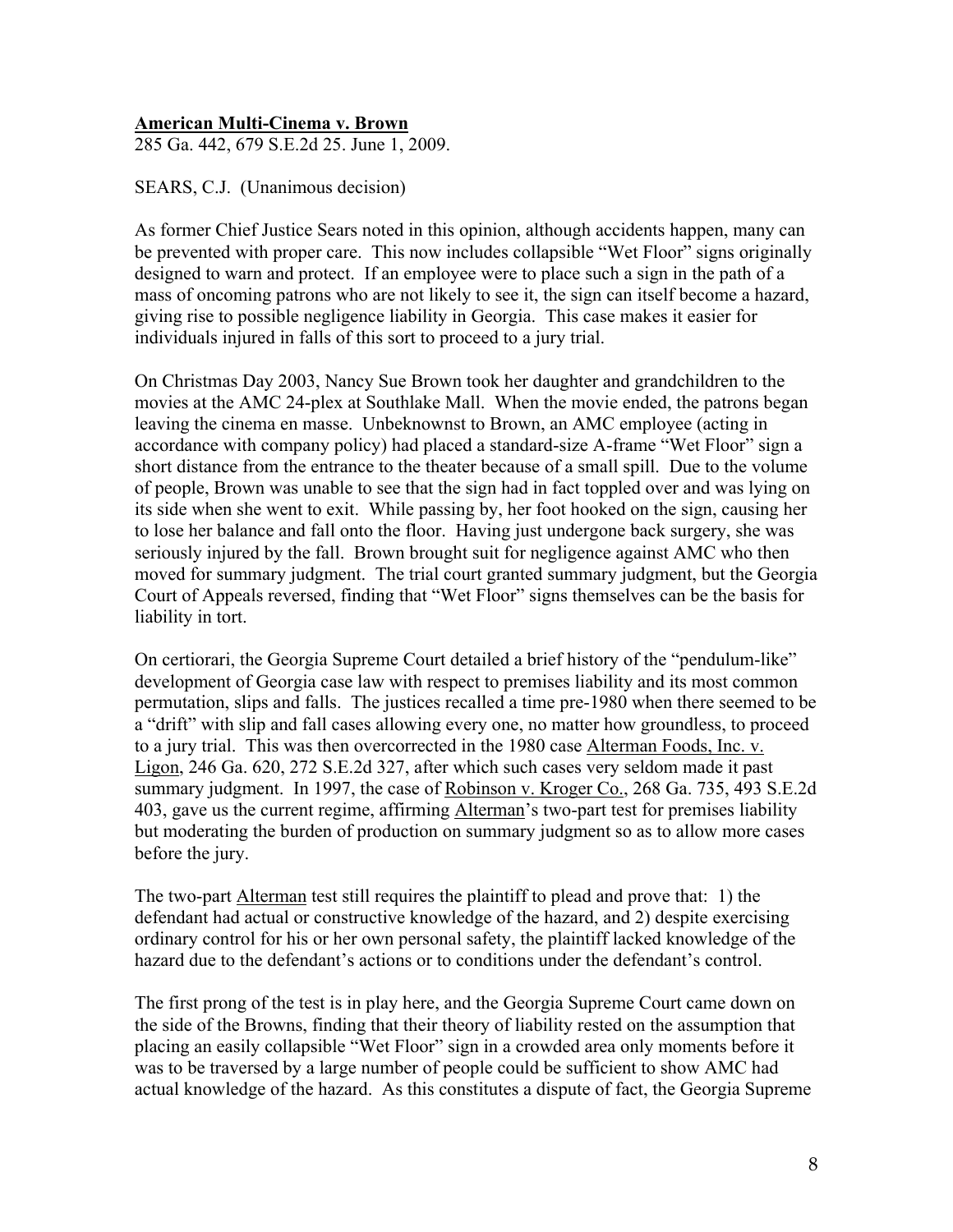**American Multi-Cinema v. Brown**
285 Ga. 442, 679 S.E.2d 25. June 1, 2009.

SEARS, C.J. (Unanimous decision)

As former Chief Justice Sears noted in this opinion, although accidents happen, many can be prevented with proper care. This now includes collapsible "Wet Floor" signs originally designed to warn and protect. If an employee were to place such a sign in the path of a mass of oncoming patrons who are not likely to see it, the sign can itself become a hazard, giving rise to possible negligence liability in Georgia. This case makes it easier for individuals injured in falls of this sort to proceed to a jury trial.

On Christmas Day 2003, Nancy Sue Brown took her daughter and grandchildren to the movies at the AMC 24-plex at Southlake Mall. When the movie ended, the patrons began leaving the cinema en masse. Unbeknownst to Brown, an AMC employee (acting in accordance with company policy) had placed a standard-size A-frame "Wet Floor" sign a short distance from the entrance to the theater because of a small spill. Due to the volume of people, Brown was unable to see that the sign had in fact toppled over and was lying on its side when she went to exit. While passing by, her foot hooked on the sign, causing her to lose her balance and fall onto the floor. Having just undergone back surgery, she was seriously injured by the fall. Brown brought suit for negligence against AMC who then moved for summary judgment. The trial court granted summary judgment, but the Georgia Court of Appeals reversed, finding that "Wet Floor" signs themselves can be the basis for liability in tort.

On certiorari, the Georgia Supreme Court detailed a brief history of the "pendulum-like" development of Georgia case law with respect to premises liability and its most common permutation, slips and falls. The justices recalled a time pre-1980 when there seemed to be a "drift" with slip and fall cases allowing every one, no matter how groundless, to proceed to a jury trial. This was then overcorrected in the 1980 case Alterman Foods, Inc. v. Ligon, 246 Ga. 620, 272 S.E.2d 327, after which such cases very seldom made it past summary judgment. In 1997, the case of Robinson v. Kroger Co., 268 Ga. 735, 493 S.E.2d 403, gave us the current regime, affirming Alterman's two-part test for premises liability but moderating the burden of production on summary judgment so as to allow more cases before the jury.

The two-part Alterman test still requires the plaintiff to plead and prove that: 1) the defendant had actual or constructive knowledge of the hazard, and 2) despite exercising ordinary control for his or her own personal safety, the plaintiff lacked knowledge of the hazard due to the defendant's actions or to conditions under the defendant's control.

The first prong of the test is in play here, and the Georgia Supreme Court came down on the side of the Browns, finding that their theory of liability rested on the assumption that placing an easily collapsible "Wet Floor" sign in a crowded area only moments before it was to be traversed by a large number of people could be sufficient to show AMC had actual knowledge of the hazard. As this constitutes a dispute of fact, the Georgia Supreme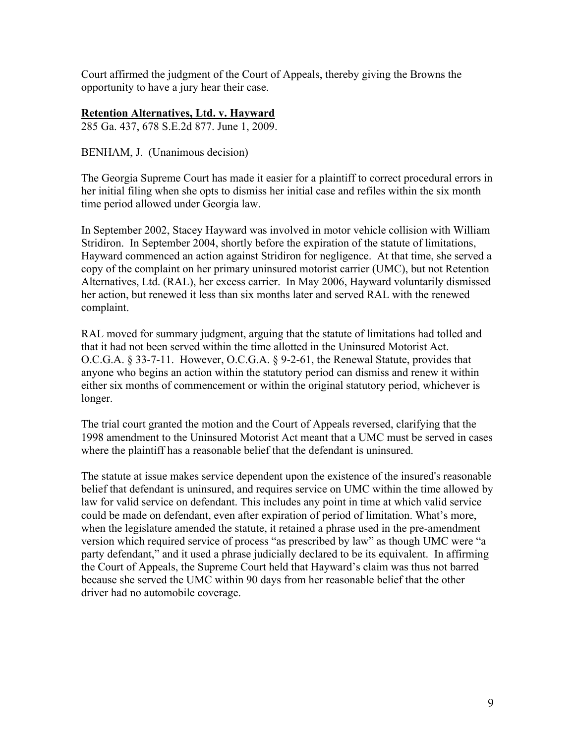Court affirmed the judgment of the Court of Appeals, thereby giving the Browns the opportunity to have a jury hear their case.

**Retention Alternatives, Ltd. v. Hayward**

285 Ga. 437, 678 S.E.2d 877. June 1, 2009.

BENHAM, J. (Unanimous decision)

The Georgia Supreme Court has made it easier for a plaintiff to correct procedural errors in her initial filing when she opts to dismiss her initial case and refiles within the six month time period allowed under Georgia law.

In September 2002, Stacey Hayward was involved in motor vehicle collision with William Stridiron. In September 2004, shortly before the expiration of the statute of limitations, Hayward commenced an action against Stridiron for negligence. At that time, she served a copy of the complaint on her primary uninsured motorist carrier (UMC), but not Retention Alternatives, Ltd. (RAL), her excess carrier. In May 2006, Hayward voluntarily dismissed her action, but renewed it less than six months later and served RAL with the renewed complaint.

RAL moved for summary judgment, arguing that the statute of limitations had tolled and that it had not been served within the time allotted in the Uninsured Motorist Act. O.C.G.A. § 33-7-11. However, O.C.G.A. § 9-2-61, the Renewal Statute, provides that anyone who begins an action within the statutory period can dismiss and renew it within either six months of commencement or within the original statutory period, whichever is longer.

The trial court granted the motion and the Court of Appeals reversed, clarifying that the 1998 amendment to the Uninsured Motorist Act meant that a UMC must be served in cases where the plaintiff has a reasonable belief that the defendant is uninsured.

The statute at issue makes service dependent upon the existence of the insured's reasonable belief that defendant is uninsured, and requires service on UMC within the time allowed by law for valid service on defendant. This includes any point in time at which valid service could be made on defendant, even after expiration of period of limitation. What's more, when the legislature amended the statute, it retained a phrase used in the pre-amendment version which required service of process "as prescribed by law" as though UMC were "a party defendant," and it used a phrase judicially declared to be its equivalent. In affirming the Court of Appeals, the Supreme Court held that Hayward's claim was thus not barred because she served the UMC within 90 days from her reasonable belief that the other driver had no automobile coverage.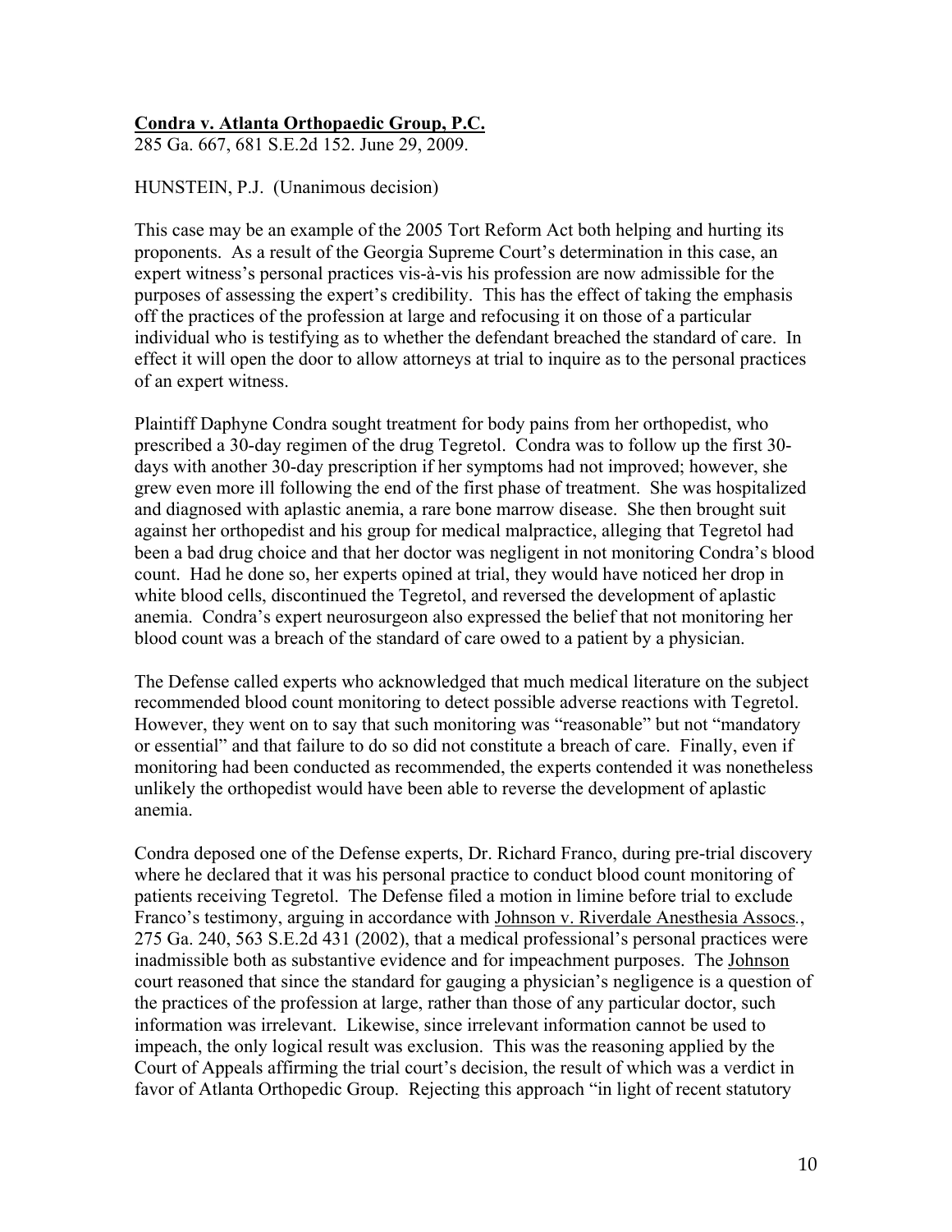**Condra v. Atlanta Orthopaedic Group, P.C.**
285 Ga. 667, 681 S.E.2d 152. June 29, 2009.

HUNSTEIN, P.J. (Unanimous decision)

This case may be an example of the 2005 Tort Reform Act both helping and hurting its proponents. As a result of the Georgia Supreme Court's determination in this case, an expert witness's personal practices vis-à-vis his profession are now admissible for the purposes of assessing the expert's credibility. This has the effect of taking the emphasis off the practices of the profession at large and refocusing it on those of a particular individual who is testifying as to whether the defendant breached the standard of care. In effect it will open the door to allow attorneys at trial to inquire as to the personal practices of an expert witness.

Plaintiff Daphyne Condra sought treatment for body pains from her orthopedist, who prescribed a 30-day regimen of the drug Tegretol. Condra was to follow up the first 30-days with another 30-day prescription if her symptoms had not improved; however, she grew even more ill following the end of the first phase of treatment. She was hospitalized and diagnosed with aplastic anemia, a rare bone marrow disease. She then brought suit against her orthopedist and his group for medical malpractice, alleging that Tegretol had been a bad drug choice and that her doctor was negligent in not monitoring Condra's blood count. Had he done so, her experts opined at trial, they would have noticed her drop in white blood cells, discontinued the Tegretol, and reversed the development of aplastic anemia. Condra's expert neurosurgeon also expressed the belief that not monitoring her blood count was a breach of the standard of care owed to a patient by a physician.

The Defense called experts who acknowledged that much medical literature on the subject recommended blood count monitoring to detect possible adverse reactions with Tegretol. However, they went on to say that such monitoring was "reasonable" but not "mandatory or essential" and that failure to do so did not constitute a breach of care. Finally, even if monitoring had been conducted as recommended, the experts contended it was nonetheless unlikely the orthopedist would have been able to reverse the development of aplastic anemia.

Condra deposed one of the Defense experts, Dr. Richard Franco, during pre-trial discovery where he declared that it was his personal practice to conduct blood count monitoring of patients receiving Tegretol. The Defense filed a motion in limine before trial to exclude Franco's testimony, arguing in accordance with Johnson v. Riverdale Anesthesia Assocs., 275 Ga. 240, 563 S.E.2d 431 (2002), that a medical professional's personal practices were inadmissible both as substantive evidence and for impeachment purposes. The Johnson court reasoned that since the standard for gauging a physician's negligence is a question of the practices of the profession at large, rather than those of any particular doctor, such information was irrelevant. Likewise, since irrelevant information cannot be used to impeach, the only logical result was exclusion. This was the reasoning applied by the Court of Appeals affirming the trial court's decision, the result of which was a verdict in favor of Atlanta Orthopedic Group. Rejecting this approach "in light of recent statutory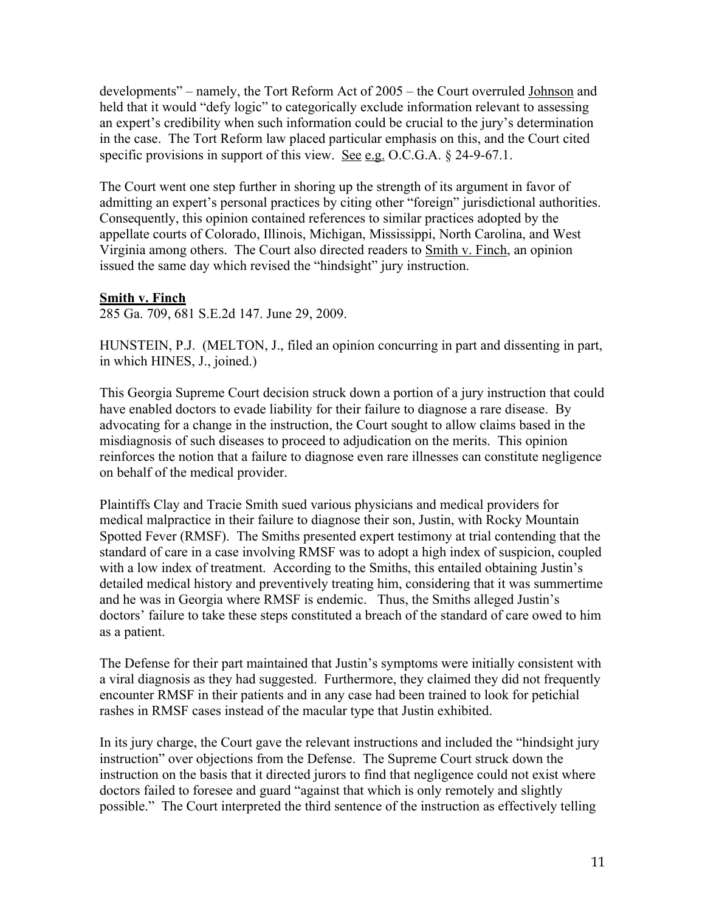developments" – namely, the Tort Reform Act of 2005 – the Court overruled Johnson and held that it would "defy logic" to categorically exclude information relevant to assessing an expert's credibility when such information could be crucial to the jury's determination in the case. The Tort Reform law placed particular emphasis on this, and the Court cited specific provisions in support of this view. See e.g. O.C.G.A. § 24-9-67.1.

The Court went one step further in shoring up the strength of its argument in favor of admitting an expert's personal practices by citing other "foreign" jurisdictional authorities. Consequently, this opinion contained references to similar practices adopted by the appellate courts of Colorado, Illinois, Michigan, Mississippi, North Carolina, and West Virginia among others. The Court also directed readers to Smith v. Finch, an opinion issued the same day which revised the "hindsight" jury instruction.

**Smith v. Finch**

285 Ga. 709, 681 S.E.2d 147. June 29, 2009.

HUNSTEIN, P.J. (MELTON, J., filed an opinion concurring in part and dissenting in part, in which HINES, J., joined.)

This Georgia Supreme Court decision struck down a portion of a jury instruction that could have enabled doctors to evade liability for their failure to diagnose a rare disease. By advocating for a change in the instruction, the Court sought to allow claims based in the misdiagnosis of such diseases to proceed to adjudication on the merits. This opinion reinforces the notion that a failure to diagnose even rare illnesses can constitute negligence on behalf of the medical provider.

Plaintiffs Clay and Tracie Smith sued various physicians and medical providers for medical malpractice in their failure to diagnose their son, Justin, with Rocky Mountain Spotted Fever (RMSF). The Smiths presented expert testimony at trial contending that the standard of care in a case involving RMSF was to adopt a high index of suspicion, coupled with a low index of treatment. According to the Smiths, this entailed obtaining Justin's detailed medical history and preventively treating him, considering that it was summertime and he was in Georgia where RMSF is endemic. Thus, the Smiths alleged Justin's doctors' failure to take these steps constituted a breach of the standard of care owed to him as a patient.

The Defense for their part maintained that Justin's symptoms were initially consistent with a viral diagnosis as they had suggested. Furthermore, they claimed they did not frequently encounter RMSF in their patients and in any case had been trained to look for petichial rashes in RMSF cases instead of the macular type that Justin exhibited.

In its jury charge, the Court gave the relevant instructions and included the "hindsight jury instruction" over objections from the Defense. The Supreme Court struck down the instruction on the basis that it directed jurors to find that negligence could not exist where doctors failed to foresee and guard "against that which is only remotely and slightly possible." The Court interpreted the third sentence of the instruction as effectively telling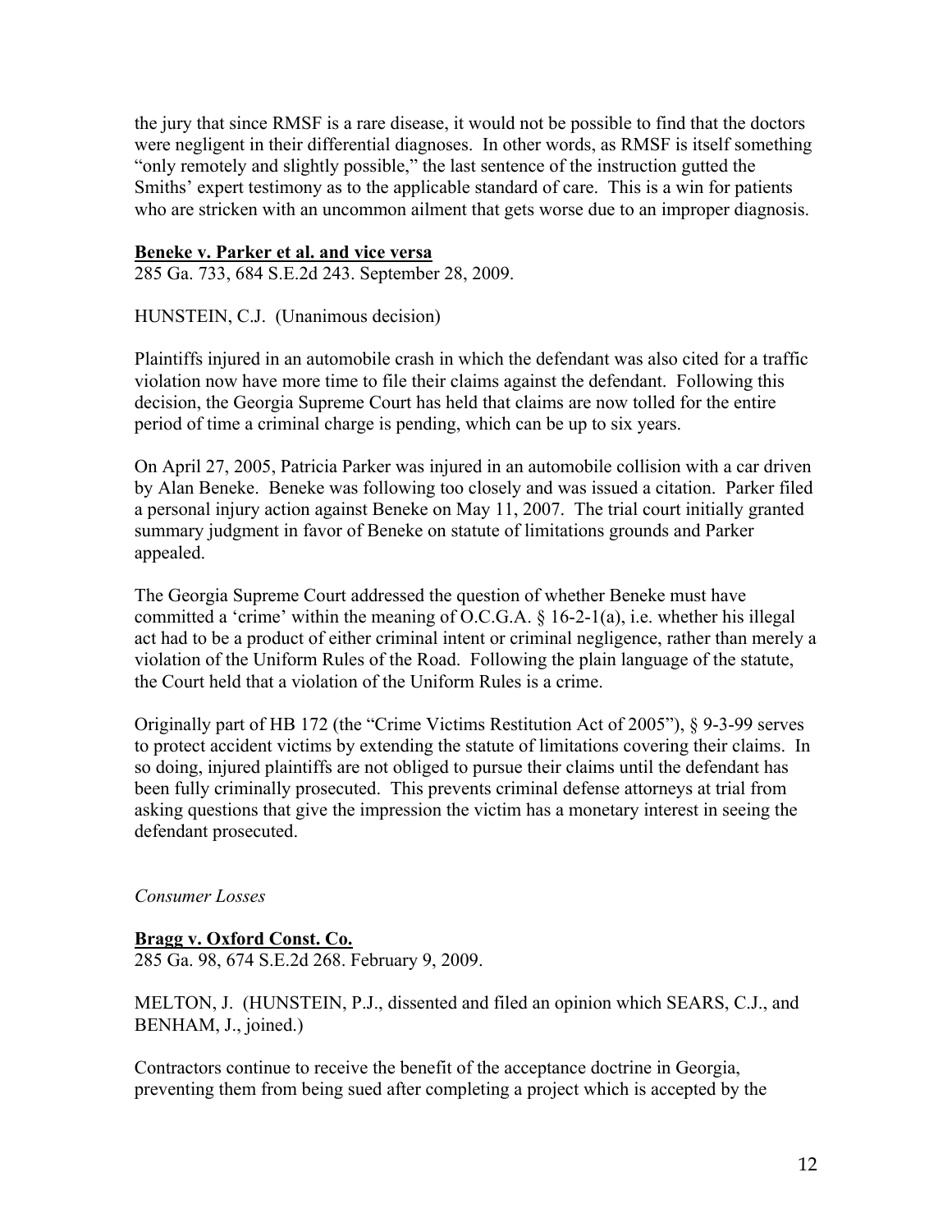the jury that since RMSF is a rare disease, it would not be possible to find that the doctors were negligent in their differential diagnoses. In other words, as RMSF is itself something "only remotely and slightly possible," the last sentence of the instruction gutted the Smiths' expert testimony as to the applicable standard of care. This is a win for patients who are stricken with an uncommon ailment that gets worse due to an improper diagnosis.

**Beneke v. Parker et al. and vice versa**

285 Ga. 733, 684 S.E.2d 243. September 28, 2009.

HUNSTEIN, C.J. (Unanimous decision)

Plaintiffs injured in an automobile crash in which the defendant was also cited for a traffic violation now have more time to file their claims against the defendant. Following this decision, the Georgia Supreme Court has held that claims are now tolled for the entire period of time a criminal charge is pending, which can be up to six years.

On April 27, 2005, Patricia Parker was injured in an automobile collision with a car driven by Alan Beneke. Beneke was following too closely and was issued a citation. Parker filed a personal injury action against Beneke on May 11, 2007. The trial court initially granted summary judgment in favor of Beneke on statute of limitations grounds and Parker appealed.

The Georgia Supreme Court addressed the question of whether Beneke must have committed a 'crime' within the meaning of O.C.G.A. § 16-2-1(a), i.e. whether his illegal act had to be a product of either criminal intent or criminal negligence, rather than merely a violation of the Uniform Rules of the Road. Following the plain language of the statute, the Court held that a violation of the Uniform Rules is a crime.

Originally part of HB 172 (the "Crime Victims Restitution Act of 2005"), § 9-3-99 serves to protect accident victims by extending the statute of limitations covering their claims. In so doing, injured plaintiffs are not obliged to pursue their claims until the defendant has been fully criminally prosecuted. This prevents criminal defense attorneys at trial from asking questions that give the impression the victim has a monetary interest in seeing the defendant prosecuted.

*Consumer Losses*

**Bragg v. Oxford Const. Co.**

285 Ga. 98, 674 S.E.2d 268. February 9, 2009.

MELTON, J. (HUNSTEIN, P.J., dissented and filed an opinion which SEARS, C.J., and BENHAM, J., joined.)

Contractors continue to receive the benefit of the acceptance doctrine in Georgia, preventing them from being sued after completing a project which is accepted by the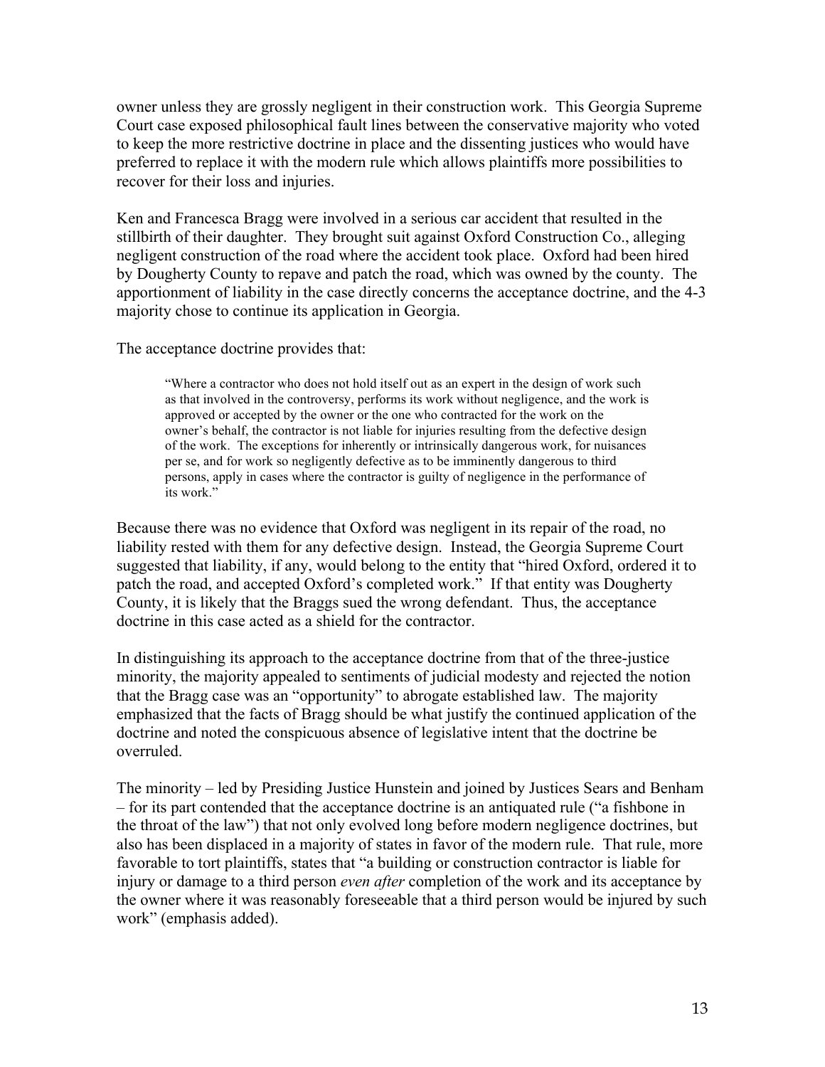owner unless they are grossly negligent in their construction work. This Georgia Supreme Court case exposed philosophical fault lines between the conservative majority who voted to keep the more restrictive doctrine in place and the dissenting justices who would have preferred to replace it with the modern rule which allows plaintiffs more possibilities to recover for their loss and injuries.

Ken and Francesca Bragg were involved in a serious car accident that resulted in the stillbirth of their daughter. They brought suit against Oxford Construction Co., alleging negligent construction of the road where the accident took place. Oxford had been hired by Dougherty County to repave and patch the road, which was owned by the county. The apportionment of liability in the case directly concerns the acceptance doctrine, and the 4-3 majority chose to continue its application in Georgia.

The acceptance doctrine provides that:

> "Where a contractor who does not hold itself out as an expert in the design of work such as that involved in the controversy, performs its work without negligence, and the work is approved or accepted by the owner or the one who contracted for the work on the owner's behalf, the contractor is not liable for injuries resulting from the defective design of the work. The exceptions for inherently or intrinsically dangerous work, for nuisances per se, and for work so negligently defective as to be imminently dangerous to third persons, apply in cases where the contractor is guilty of negligence in the performance of its work."

Because there was no evidence that Oxford was negligent in its repair of the road, no liability rested with them for any defective design. Instead, the Georgia Supreme Court suggested that liability, if any, would belong to the entity that "hired Oxford, ordered it to patch the road, and accepted Oxford's completed work." If that entity was Dougherty County, it is likely that the Braggs sued the wrong defendant. Thus, the acceptance doctrine in this case acted as a shield for the contractor.

In distinguishing its approach to the acceptance doctrine from that of the three-justice minority, the majority appealed to sentiments of judicial modesty and rejected the notion that the Bragg case was an "opportunity" to abrogate established law. The majority emphasized that the facts of Bragg should be what justify the continued application of the doctrine and noted the conspicuous absence of legislative intent that the doctrine be overruled.

The minority – led by Presiding Justice Hunstein and joined by Justices Sears and Benham – for its part contended that the acceptance doctrine is an antiquated rule ("a fishbone in the throat of the law") that not only evolved long before modern negligence doctrines, but also has been displaced in a majority of states in favor of the modern rule. That rule, more favorable to tort plaintiffs, states that "a building or construction contractor is liable for injury or damage to a third person *even after* completion of the work and its acceptance by the owner where it was reasonably foreseeable that a third person would be injured by such work" (emphasis added).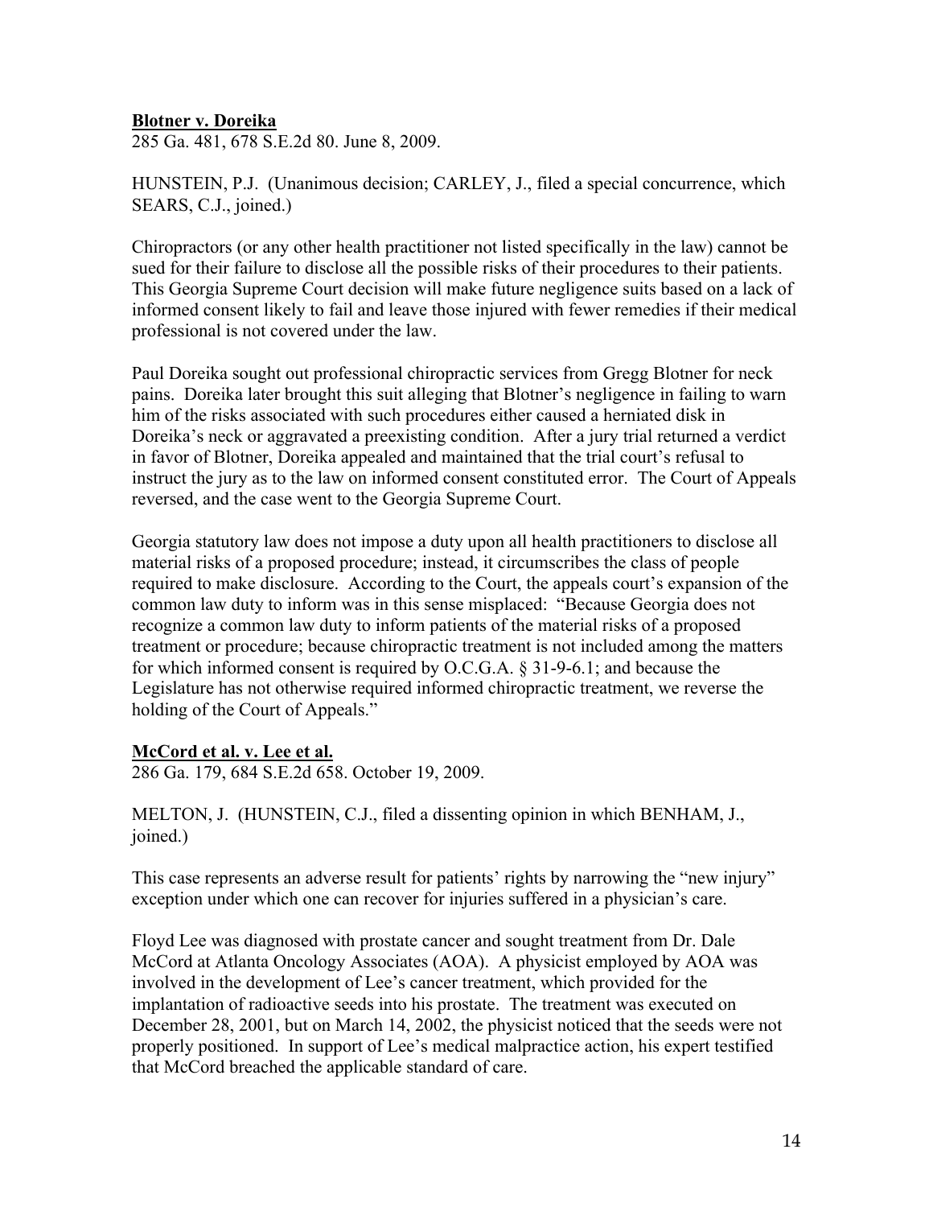**Blotner v. Doreika**

285 Ga. 481, 678 S.E.2d 80. June 8, 2009.

HUNSTEIN, P.J. (Unanimous decision; CARLEY, J., filed a special concurrence, which SEARS, C.J., joined.)

Chiropractors (or any other health practitioner not listed specifically in the law) cannot be sued for their failure to disclose all the possible risks of their procedures to their patients. This Georgia Supreme Court decision will make future negligence suits based on a lack of informed consent likely to fail and leave those injured with fewer remedies if their medical professional is not covered under the law.

Paul Doreika sought out professional chiropractic services from Gregg Blotner for neck pains. Doreika later brought this suit alleging that Blotner's negligence in failing to warn him of the risks associated with such procedures either caused a herniated disk in Doreika's neck or aggravated a preexisting condition. After a jury trial returned a verdict in favor of Blotner, Doreika appealed and maintained that the trial court's refusal to instruct the jury as to the law on informed consent constituted error. The Court of Appeals reversed, and the case went to the Georgia Supreme Court.

Georgia statutory law does not impose a duty upon all health practitioners to disclose all material risks of a proposed procedure; instead, it circumscribes the class of people required to make disclosure. According to the Court, the appeals court's expansion of the common law duty to inform was in this sense misplaced: "Because Georgia does not recognize a common law duty to inform patients of the material risks of a proposed treatment or procedure; because chiropractic treatment is not included among the matters for which informed consent is required by O.C.G.A. § 31-9-6.1; and because the Legislature has not otherwise required informed chiropractic treatment, we reverse the holding of the Court of Appeals."

**McCord et al. v. Lee et al.**

286 Ga. 179, 684 S.E.2d 658. October 19, 2009.

MELTON, J. (HUNSTEIN, C.J., filed a dissenting opinion in which BENHAM, J., joined.)

This case represents an adverse result for patients' rights by narrowing the "new injury" exception under which one can recover for injuries suffered in a physician's care.

Floyd Lee was diagnosed with prostate cancer and sought treatment from Dr. Dale McCord at Atlanta Oncology Associates (AOA). A physicist employed by AOA was involved in the development of Lee's cancer treatment, which provided for the implantation of radioactive seeds into his prostate. The treatment was executed on December 28, 2001, but on March 14, 2002, the physicist noticed that the seeds were not properly positioned. In support of Lee's medical malpractice action, his expert testified that McCord breached the applicable standard of care.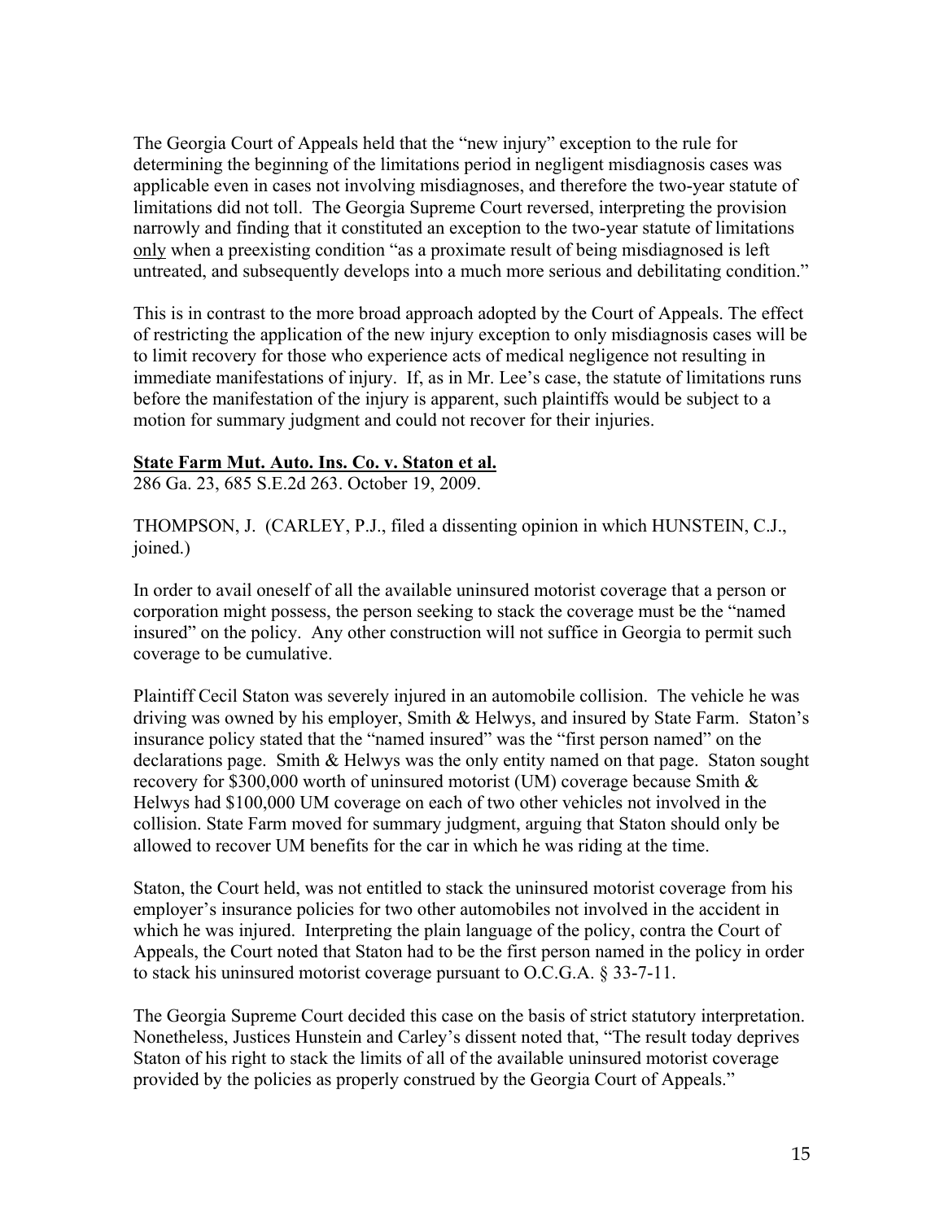The Georgia Court of Appeals held that the "new injury" exception to the rule for determining the beginning of the limitations period in negligent misdiagnosis cases was applicable even in cases not involving misdiagnoses, and therefore the two-year statute of limitations did not toll. The Georgia Supreme Court reversed, interpreting the provision narrowly and finding that it constituted an exception to the two-year statute of limitations <u>only</u> when a preexisting condition "as a proximate result of being misdiagnosed is left untreated, and subsequently develops into a much more serious and debilitating condition."

This is in contrast to the more broad approach adopted by the Court of Appeals. The effect of restricting the application of the new injury exception to only misdiagnosis cases will be to limit recovery for those who experience acts of medical negligence not resulting in immediate manifestations of injury. If, as in Mr. Lee's case, the statute of limitations runs before the manifestation of the injury is apparent, such plaintiffs would be subject to a motion for summary judgment and could not recover for their injuries.

**<u>State Farm Mut. Auto. Ins. Co. v. Staton et al.</u>**

286 Ga. 23, 685 S.E.2d 263. October 19, 2009.

THOMPSON, J. (CARLEY, P.J., filed a dissenting opinion in which HUNSTEIN, C.J., joined.)

In order to avail oneself of all the available uninsured motorist coverage that a person or corporation might possess, the person seeking to stack the coverage must be the "named insured" on the policy. Any other construction will not suffice in Georgia to permit such coverage to be cumulative.

Plaintiff Cecil Staton was severely injured in an automobile collision. The vehicle he was driving was owned by his employer, Smith & Helwys, and insured by State Farm. Staton's insurance policy stated that the "named insured" was the "first person named" on the declarations page. Smith & Helwys was the only entity named on that page. Staton sought recovery for $300,000 worth of uninsured motorist (UM) coverage because Smith & Helwys had $100,000 UM coverage on each of two other vehicles not involved in the collision. State Farm moved for summary judgment, arguing that Staton should only be allowed to recover UM benefits for the car in which he was riding at the time.

Staton, the Court held, was not entitled to stack the uninsured motorist coverage from his employer's insurance policies for two other automobiles not involved in the accident in which he was injured. Interpreting the plain language of the policy, contra the Court of Appeals, the Court noted that Staton had to be the first person named in the policy in order to stack his uninsured motorist coverage pursuant to O.C.G.A. § 33-7-11.

The Georgia Supreme Court decided this case on the basis of strict statutory interpretation. Nonetheless, Justices Hunstein and Carley's dissent noted that, "The result today deprives Staton of his right to stack the limits of all of the available uninsured motorist coverage provided by the policies as properly construed by the Georgia Court of Appeals."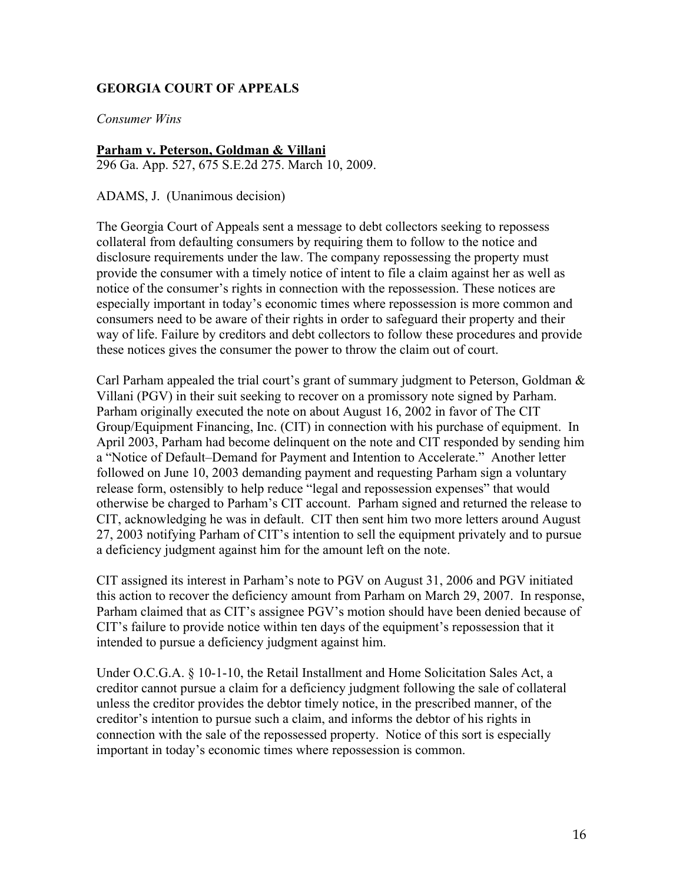## GEORGIA COURT OF APPEALS

*Consumer Wins*

**Parham v. Peterson, Goldman & Villani**
296 Ga. App. 527, 675 S.E.2d 275. March 10, 2009.

ADAMS, J. (Unanimous decision)

The Georgia Court of Appeals sent a message to debt collectors seeking to repossess collateral from defaulting consumers by requiring them to follow to the notice and disclosure requirements under the law. The company repossessing the property must provide the consumer with a timely notice of intent to file a claim against her as well as notice of the consumer's rights in connection with the repossession. These notices are especially important in today's economic times where repossession is more common and consumers need to be aware of their rights in order to safeguard their property and their way of life. Failure by creditors and debt collectors to follow these procedures and provide these notices gives the consumer the power to throw the claim out of court.

Carl Parham appealed the trial court's grant of summary judgment to Peterson, Goldman & Villani (PGV) in their suit seeking to recover on a promissory note signed by Parham. Parham originally executed the note on about August 16, 2002 in favor of The CIT Group/Equipment Financing, Inc. (CIT) in connection with his purchase of equipment. In April 2003, Parham had become delinquent on the note and CIT responded by sending him a "Notice of Default–Demand for Payment and Intention to Accelerate." Another letter followed on June 10, 2003 demanding payment and requesting Parham sign a voluntary release form, ostensibly to help reduce "legal and repossession expenses" that would otherwise be charged to Parham's CIT account. Parham signed and returned the release to CIT, acknowledging he was in default. CIT then sent him two more letters around August 27, 2003 notifying Parham of CIT's intention to sell the equipment privately and to pursue a deficiency judgment against him for the amount left on the note.

CIT assigned its interest in Parham's note to PGV on August 31, 2006 and PGV initiated this action to recover the deficiency amount from Parham on March 29, 2007. In response, Parham claimed that as CIT's assignee PGV's motion should have been denied because of CIT's failure to provide notice within ten days of the equipment's repossession that it intended to pursue a deficiency judgment against him.

Under O.C.G.A. § 10-1-10, the Retail Installment and Home Solicitation Sales Act, a creditor cannot pursue a claim for a deficiency judgment following the sale of collateral unless the creditor provides the debtor timely notice, in the prescribed manner, of the creditor's intention to pursue such a claim, and informs the debtor of his rights in connection with the sale of the repossessed property. Notice of this sort is especially important in today's economic times where repossession is common.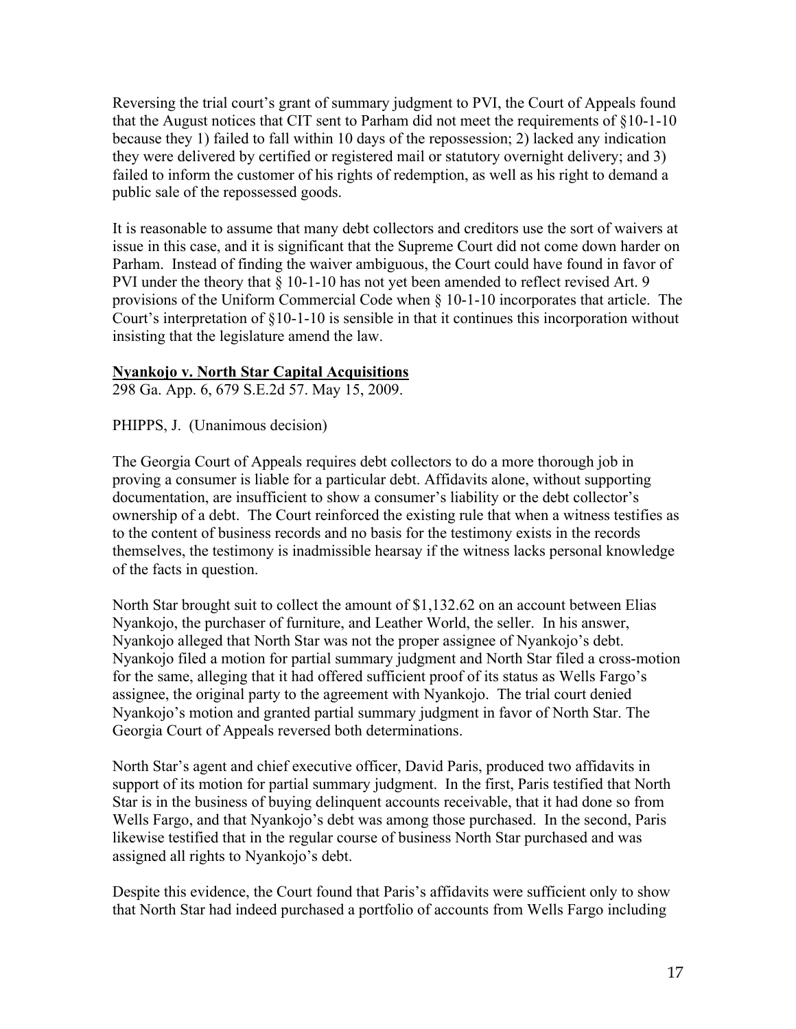Reversing the trial court's grant of summary judgment to PVI, the Court of Appeals found that the August notices that CIT sent to Parham did not meet the requirements of §10-1-10 because they 1) failed to fall within 10 days of the repossession; 2) lacked any indication they were delivered by certified or registered mail or statutory overnight delivery; and 3) failed to inform the customer of his rights of redemption, as well as his right to demand a public sale of the repossessed goods.

It is reasonable to assume that many debt collectors and creditors use the sort of waivers at issue in this case, and it is significant that the Supreme Court did not come down harder on Parham. Instead of finding the waiver ambiguous, the Court could have found in favor of PVI under the theory that § 10-1-10 has not yet been amended to reflect revised Art. 9 provisions of the Uniform Commercial Code when § 10-1-10 incorporates that article. The Court's interpretation of §10-1-10 is sensible in that it continues this incorporation without insisting that the legislature amend the law.

**Nyankojo v. North Star Capital Acquisitions**

298 Ga. App. 6, 679 S.E.2d 57. May 15, 2009.

PHIPPS, J. (Unanimous decision)

The Georgia Court of Appeals requires debt collectors to do a more thorough job in proving a consumer is liable for a particular debt. Affidavits alone, without supporting documentation, are insufficient to show a consumer's liability or the debt collector's ownership of a debt. The Court reinforced the existing rule that when a witness testifies as to the content of business records and no basis for the testimony exists in the records themselves, the testimony is inadmissible hearsay if the witness lacks personal knowledge of the facts in question.

North Star brought suit to collect the amount of $1,132.62 on an account between Elias Nyankojo, the purchaser of furniture, and Leather World, the seller. In his answer, Nyankojo alleged that North Star was not the proper assignee of Nyankojo's debt. Nyankojo filed a motion for partial summary judgment and North Star filed a cross-motion for the same, alleging that it had offered sufficient proof of its status as Wells Fargo's assignee, the original party to the agreement with Nyankojo. The trial court denied Nyankojo's motion and granted partial summary judgment in favor of North Star. The Georgia Court of Appeals reversed both determinations.

North Star's agent and chief executive officer, David Paris, produced two affidavits in support of its motion for partial summary judgment. In the first, Paris testified that North Star is in the business of buying delinquent accounts receivable, that it had done so from Wells Fargo, and that Nyankojo's debt was among those purchased. In the second, Paris likewise testified that in the regular course of business North Star purchased and was assigned all rights to Nyankojo's debt.

Despite this evidence, the Court found that Paris's affidavits were sufficient only to show that North Star had indeed purchased a portfolio of accounts from Wells Fargo including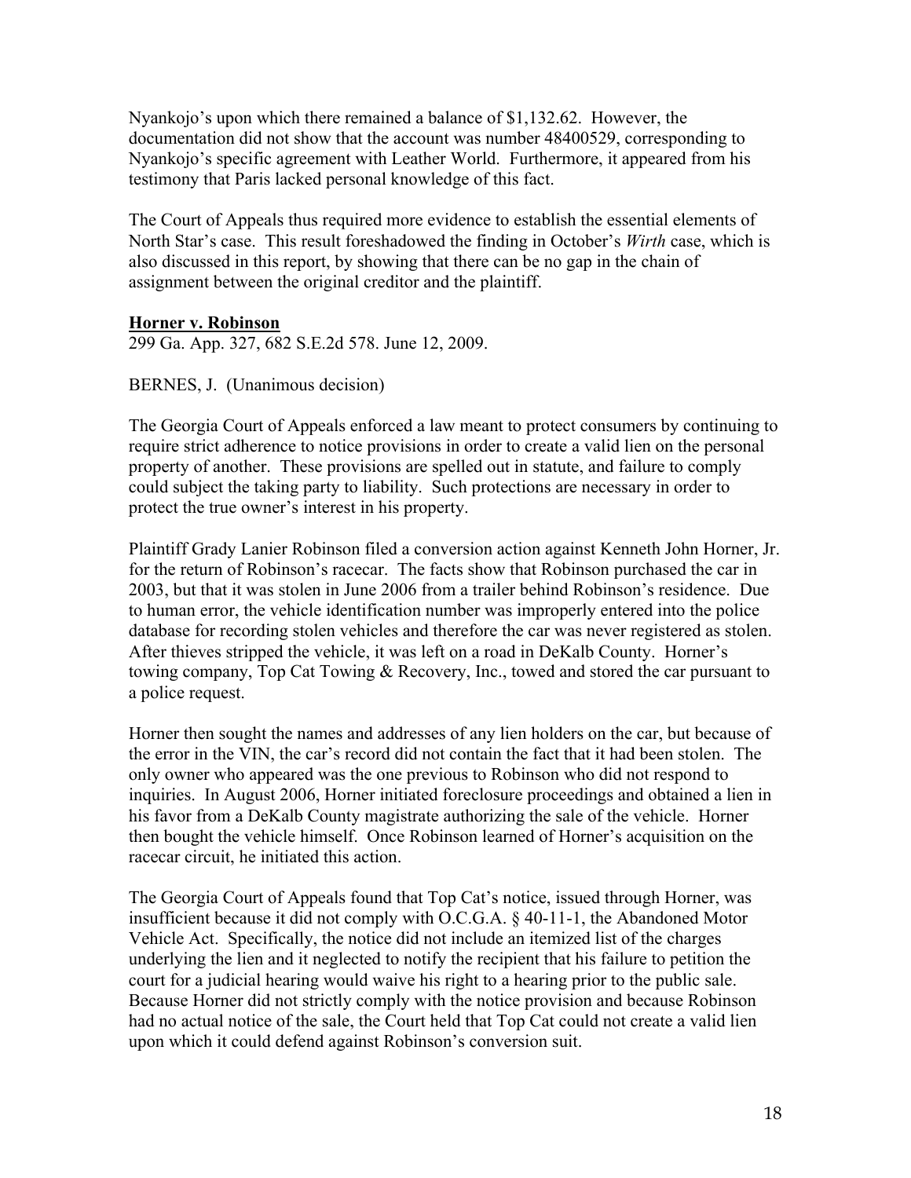Nyankojo's upon which there remained a balance of $1,132.62. However, the documentation did not show that the account was number 48400529, corresponding to Nyankojo's specific agreement with Leather World. Furthermore, it appeared from his testimony that Paris lacked personal knowledge of this fact.

The Court of Appeals thus required more evidence to establish the essential elements of North Star's case. This result foreshadowed the finding in October's *Wirth* case, which is also discussed in this report, by showing that there can be no gap in the chain of assignment between the original creditor and the plaintiff.

**Horner v. Robinson**

299 Ga. App. 327, 682 S.E.2d 578. June 12, 2009.

BERNES, J. (Unanimous decision)

The Georgia Court of Appeals enforced a law meant to protect consumers by continuing to require strict adherence to notice provisions in order to create a valid lien on the personal property of another. These provisions are spelled out in statute, and failure to comply could subject the taking party to liability. Such protections are necessary in order to protect the true owner's interest in his property.

Plaintiff Grady Lanier Robinson filed a conversion action against Kenneth John Horner, Jr. for the return of Robinson's racecar. The facts show that Robinson purchased the car in 2003, but that it was stolen in June 2006 from a trailer behind Robinson's residence. Due to human error, the vehicle identification number was improperly entered into the police database for recording stolen vehicles and therefore the car was never registered as stolen. After thieves stripped the vehicle, it was left on a road in DeKalb County. Horner's towing company, Top Cat Towing & Recovery, Inc., towed and stored the car pursuant to a police request.

Horner then sought the names and addresses of any lien holders on the car, but because of the error in the VIN, the car's record did not contain the fact that it had been stolen. The only owner who appeared was the one previous to Robinson who did not respond to inquiries. In August 2006, Horner initiated foreclosure proceedings and obtained a lien in his favor from a DeKalb County magistrate authorizing the sale of the vehicle. Horner then bought the vehicle himself. Once Robinson learned of Horner's acquisition on the racecar circuit, he initiated this action.

The Georgia Court of Appeals found that Top Cat's notice, issued through Horner, was insufficient because it did not comply with O.C.G.A. § 40-11-1, the Abandoned Motor Vehicle Act. Specifically, the notice did not include an itemized list of the charges underlying the lien and it neglected to notify the recipient that his failure to petition the court for a judicial hearing would waive his right to a hearing prior to the public sale. Because Horner did not strictly comply with the notice provision and because Robinson had no actual notice of the sale, the Court held that Top Cat could not create a valid lien upon which it could defend against Robinson's conversion suit.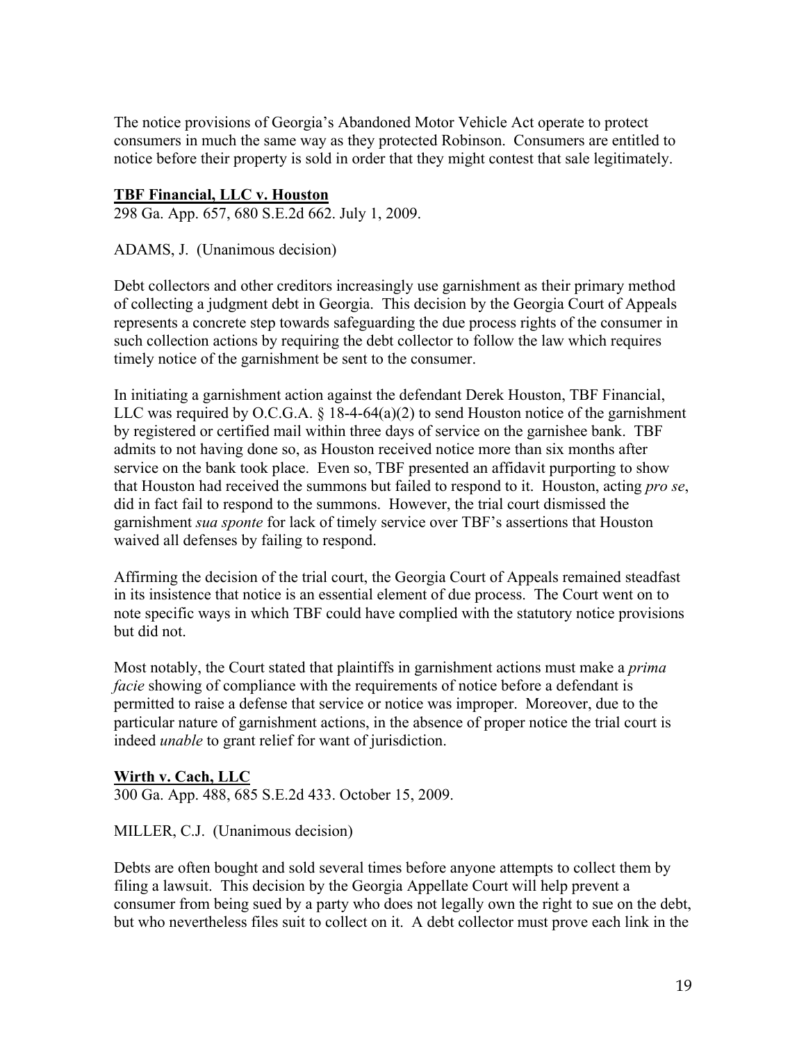The notice provisions of Georgia's Abandoned Motor Vehicle Act operate to protect consumers in much the same way as they protected Robinson. Consumers are entitled to notice before their property is sold in order that they might contest that sale legitimately.

**TBF Financial, LLC v. Houston**

298 Ga. App. 657, 680 S.E.2d 662. July 1, 2009.

ADAMS, J. (Unanimous decision)

Debt collectors and other creditors increasingly use garnishment as their primary method of collecting a judgment debt in Georgia. This decision by the Georgia Court of Appeals represents a concrete step towards safeguarding the due process rights of the consumer in such collection actions by requiring the debt collector to follow the law which requires timely notice of the garnishment be sent to the consumer.

In initiating a garnishment action against the defendant Derek Houston, TBF Financial, LLC was required by O.C.G.A. § 18-4-64(a)(2) to send Houston notice of the garnishment by registered or certified mail within three days of service on the garnishee bank. TBF admits to not having done so, as Houston received notice more than six months after service on the bank took place. Even so, TBF presented an affidavit purporting to show that Houston had received the summons but failed to respond to it. Houston, acting *pro se*, did in fact fail to respond to the summons. However, the trial court dismissed the garnishment *sua sponte* for lack of timely service over TBF's assertions that Houston waived all defenses by failing to respond.

Affirming the decision of the trial court, the Georgia Court of Appeals remained steadfast in its insistence that notice is an essential element of due process. The Court went on to note specific ways in which TBF could have complied with the statutory notice provisions but did not.

Most notably, the Court stated that plaintiffs in garnishment actions must make a *prima facie* showing of compliance with the requirements of notice before a defendant is permitted to raise a defense that service or notice was improper. Moreover, due to the particular nature of garnishment actions, in the absence of proper notice the trial court is indeed *unable* to grant relief for want of jurisdiction.

**Wirth v. Cach, LLC**

300 Ga. App. 488, 685 S.E.2d 433. October 15, 2009.

MILLER, C.J. (Unanimous decision)

Debts are often bought and sold several times before anyone attempts to collect them by filing a lawsuit. This decision by the Georgia Appellate Court will help prevent a consumer from being sued by a party who does not legally own the right to sue on the debt, but who nevertheless files suit to collect on it. A debt collector must prove each link in the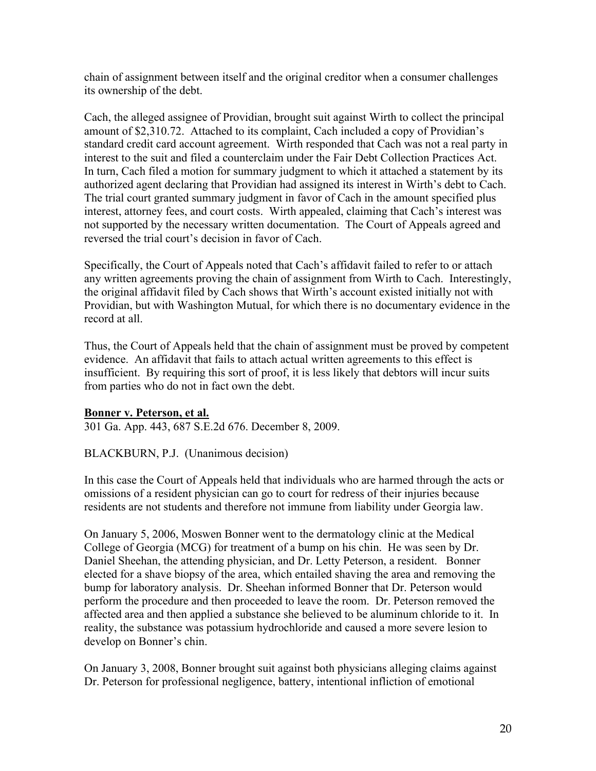chain of assignment between itself and the original creditor when a consumer challenges its ownership of the debt.

Cach, the alleged assignee of Providian, brought suit against Wirth to collect the principal amount of $2,310.72. Attached to its complaint, Cach included a copy of Providian's standard credit card account agreement. Wirth responded that Cach was not a real party in interest to the suit and filed a counterclaim under the Fair Debt Collection Practices Act. In turn, Cach filed a motion for summary judgment to which it attached a statement by its authorized agent declaring that Providian had assigned its interest in Wirth's debt to Cach. The trial court granted summary judgment in favor of Cach in the amount specified plus interest, attorney fees, and court costs. Wirth appealed, claiming that Cach's interest was not supported by the necessary written documentation. The Court of Appeals agreed and reversed the trial court's decision in favor of Cach.

Specifically, the Court of Appeals noted that Cach's affidavit failed to refer to or attach any written agreements proving the chain of assignment from Wirth to Cach. Interestingly, the original affidavit filed by Cach shows that Wirth's account existed initially not with Providian, but with Washington Mutual, for which there is no documentary evidence in the record at all.

Thus, the Court of Appeals held that the chain of assignment must be proved by competent evidence. An affidavit that fails to attach actual written agreements to this effect is insufficient. By requiring this sort of proof, it is less likely that debtors will incur suits from parties who do not in fact own the debt.

**Bonner v. Peterson, et al.**

301 Ga. App. 443, 687 S.E.2d 676. December 8, 2009.

BLACKBURN, P.J. (Unanimous decision)

In this case the Court of Appeals held that individuals who are harmed through the acts or omissions of a resident physician can go to court for redress of their injuries because residents are not students and therefore not immune from liability under Georgia law.

On January 5, 2006, Moswen Bonner went to the dermatology clinic at the Medical College of Georgia (MCG) for treatment of a bump on his chin. He was seen by Dr. Daniel Sheehan, the attending physician, and Dr. Letty Peterson, a resident. Bonner elected for a shave biopsy of the area, which entailed shaving the area and removing the bump for laboratory analysis. Dr. Sheehan informed Bonner that Dr. Peterson would perform the procedure and then proceeded to leave the room. Dr. Peterson removed the affected area and then applied a substance she believed to be aluminum chloride to it. In reality, the substance was potassium hydrochloride and caused a more severe lesion to develop on Bonner's chin.

On January 3, 2008, Bonner brought suit against both physicians alleging claims against Dr. Peterson for professional negligence, battery, intentional infliction of emotional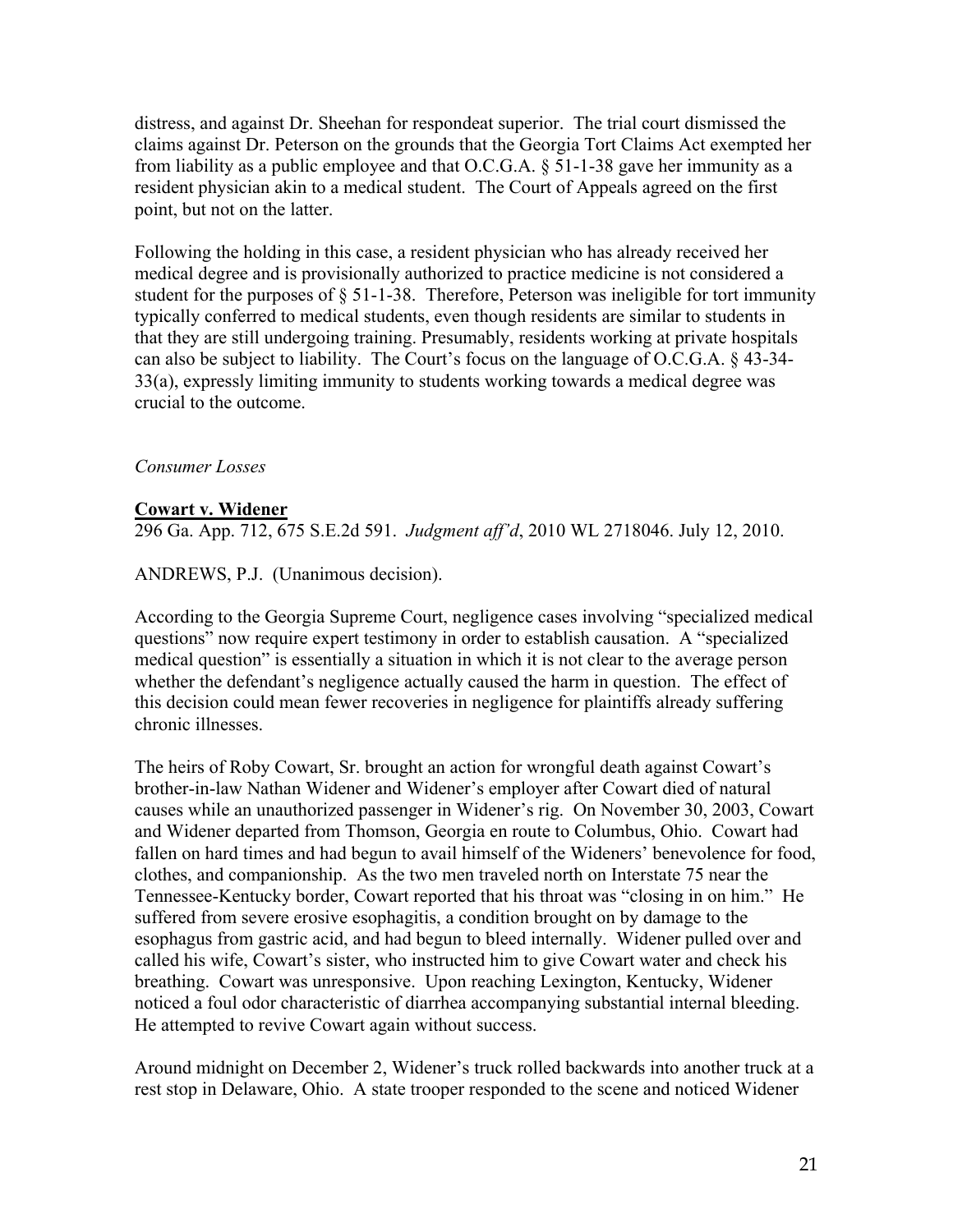distress, and against Dr. Sheehan for respondeat superior. The trial court dismissed the claims against Dr. Peterson on the grounds that the Georgia Tort Claims Act exempted her from liability as a public employee and that O.C.G.A. § 51-1-38 gave her immunity as a resident physician akin to a medical student. The Court of Appeals agreed on the first point, but not on the latter.

Following the holding in this case, a resident physician who has already received her medical degree and is provisionally authorized to practice medicine is not considered a student for the purposes of § 51-1-38. Therefore, Peterson was ineligible for tort immunity typically conferred to medical students, even though residents are similar to students in that they are still undergoing training. Presumably, residents working at private hospitals can also be subject to liability. The Court's focus on the language of O.C.G.A. § 43-34-33(a), expressly limiting immunity to students working towards a medical degree was crucial to the outcome.

*Consumer Losses*

**<u>Cowart v. Widener</u>**

296 Ga. App. 712, 675 S.E.2d 591. *Judgment aff'd*, 2010 WL 2718046. July 12, 2010.

ANDREWS, P.J. (Unanimous decision).

According to the Georgia Supreme Court, negligence cases involving "specialized medical questions" now require expert testimony in order to establish causation. A "specialized medical question" is essentially a situation in which it is not clear to the average person whether the defendant's negligence actually caused the harm in question. The effect of this decision could mean fewer recoveries in negligence for plaintiffs already suffering chronic illnesses.

The heirs of Roby Cowart, Sr. brought an action for wrongful death against Cowart's brother-in-law Nathan Widener and Widener's employer after Cowart died of natural causes while an unauthorized passenger in Widener's rig. On November 30, 2003, Cowart and Widener departed from Thomson, Georgia en route to Columbus, Ohio. Cowart had fallen on hard times and had begun to avail himself of the Wideners' benevolence for food, clothes, and companionship. As the two men traveled north on Interstate 75 near the Tennessee-Kentucky border, Cowart reported that his throat was "closing in on him." He suffered from severe erosive esophagitis, a condition brought on by damage to the esophagus from gastric acid, and had begun to bleed internally. Widener pulled over and called his wife, Cowart's sister, who instructed him to give Cowart water and check his breathing. Cowart was unresponsive. Upon reaching Lexington, Kentucky, Widener noticed a foul odor characteristic of diarrhea accompanying substantial internal bleeding. He attempted to revive Cowart again without success.

Around midnight on December 2, Widener's truck rolled backwards into another truck at a rest stop in Delaware, Ohio. A state trooper responded to the scene and noticed Widener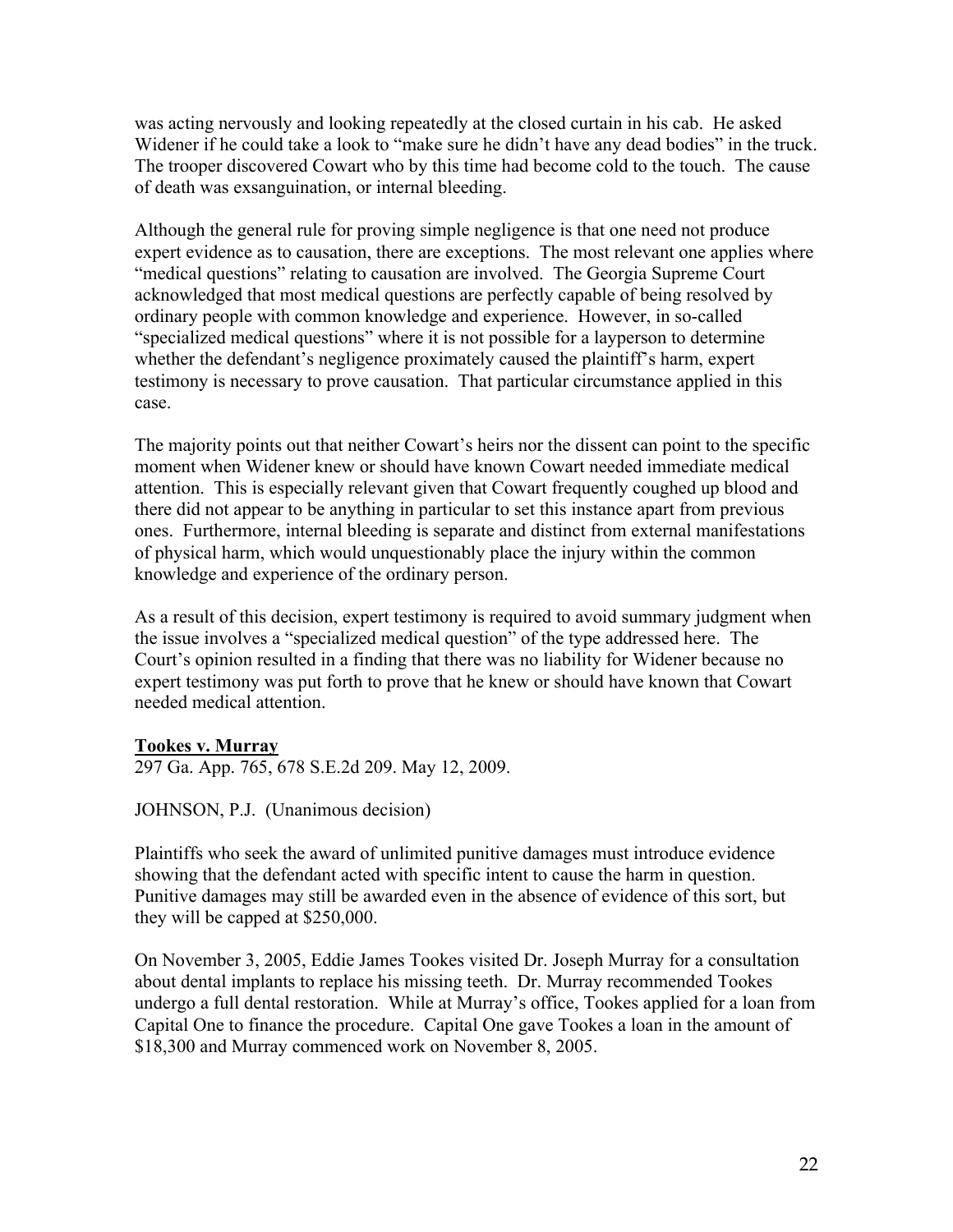was acting nervously and looking repeatedly at the closed curtain in his cab. He asked Widener if he could take a look to "make sure he didn't have any dead bodies" in the truck. The trooper discovered Cowart who by this time had become cold to the touch. The cause of death was exsanguination, or internal bleeding.

Although the general rule for proving simple negligence is that one need not produce expert evidence as to causation, there are exceptions. The most relevant one applies where "medical questions" relating to causation are involved. The Georgia Supreme Court acknowledged that most medical questions are perfectly capable of being resolved by ordinary people with common knowledge and experience. However, in so-called "specialized medical questions" where it is not possible for a layperson to determine whether the defendant's negligence proximately caused the plaintiff's harm, expert testimony is necessary to prove causation. That particular circumstance applied in this case.

The majority points out that neither Cowart's heirs nor the dissent can point to the specific moment when Widener knew or should have known Cowart needed immediate medical attention. This is especially relevant given that Cowart frequently coughed up blood and there did not appear to be anything in particular to set this instance apart from previous ones. Furthermore, internal bleeding is separate and distinct from external manifestations of physical harm, which would unquestionably place the injury within the common knowledge and experience of the ordinary person.

As a result of this decision, expert testimony is required to avoid summary judgment when the issue involves a "specialized medical question" of the type addressed here. The Court's opinion resulted in a finding that there was no liability for Widener because no expert testimony was put forth to prove that he knew or should have known that Cowart needed medical attention.

**Tookes v. Murray**

297 Ga. App. 765, 678 S.E.2d 209. May 12, 2009.

JOHNSON, P.J. (Unanimous decision)

Plaintiffs who seek the award of unlimited punitive damages must introduce evidence showing that the defendant acted with specific intent to cause the harm in question. Punitive damages may still be awarded even in the absence of evidence of this sort, but they will be capped at $250,000.

On November 3, 2005, Eddie James Tookes visited Dr. Joseph Murray for a consultation about dental implants to replace his missing teeth. Dr. Murray recommended Tookes undergo a full dental restoration. While at Murray's office, Tookes applied for a loan from Capital One to finance the procedure. Capital One gave Tookes a loan in the amount of $18,300 and Murray commenced work on November 8, 2005.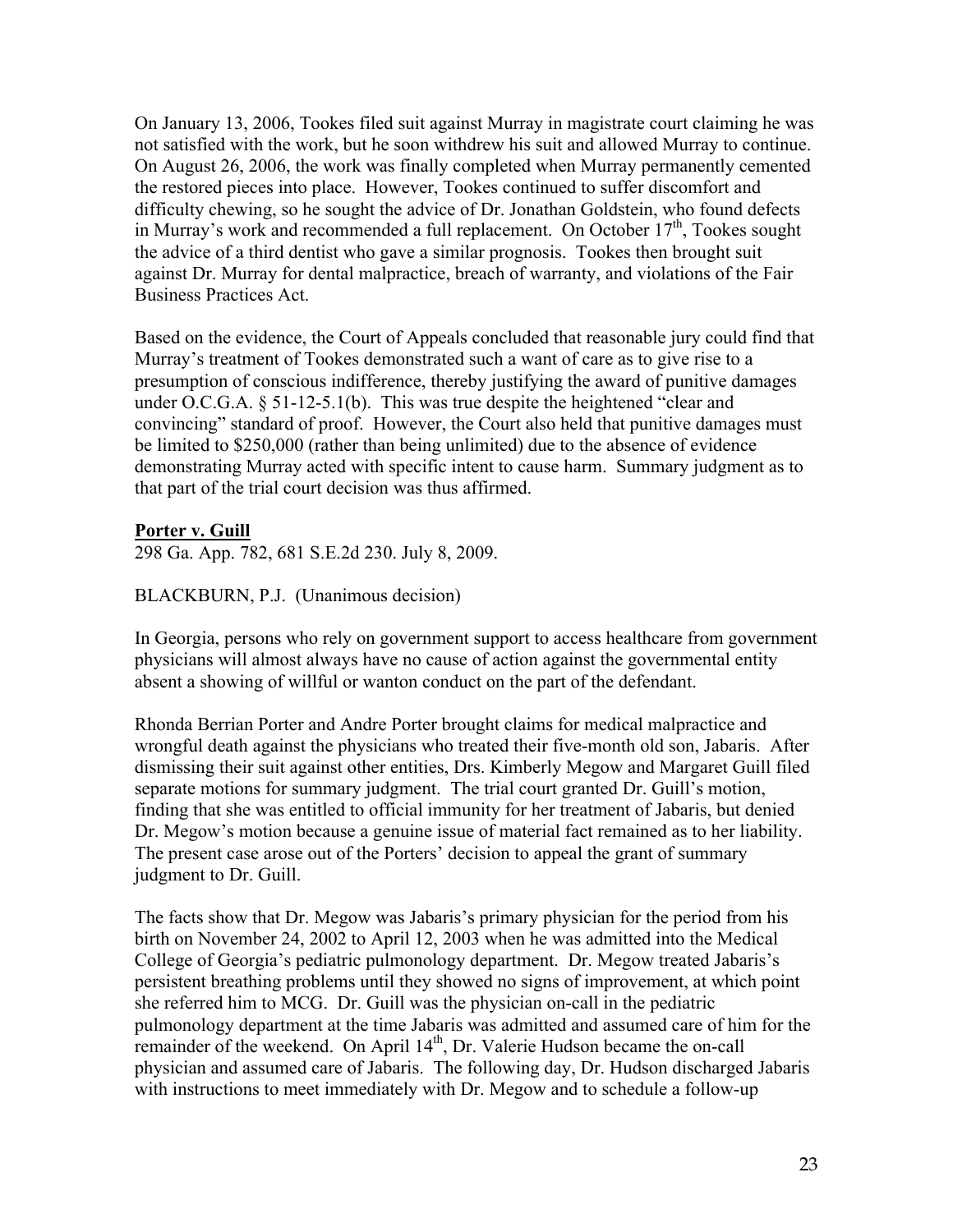On January 13, 2006, Tookes filed suit against Murray in magistrate court claiming he was not satisfied with the work, but he soon withdrew his suit and allowed Murray to continue. On August 26, 2006, the work was finally completed when Murray permanently cemented the restored pieces into place. However, Tookes continued to suffer discomfort and difficulty chewing, so he sought the advice of Dr. Jonathan Goldstein, who found defects in Murray's work and recommended a full replacement. On October 17th, Tookes sought the advice of a third dentist who gave a similar prognosis. Tookes then brought suit against Dr. Murray for dental malpractice, breach of warranty, and violations of the Fair Business Practices Act.

Based on the evidence, the Court of Appeals concluded that reasonable jury could find that Murray's treatment of Tookes demonstrated such a want of care as to give rise to a presumption of conscious indifference, thereby justifying the award of punitive damages under O.C.G.A. § 51-12-5.1(b). This was true despite the heightened "clear and convincing" standard of proof. However, the Court also held that punitive damages must be limited to $250,000 (rather than being unlimited) due to the absence of evidence demonstrating Murray acted with specific intent to cause harm. Summary judgment as to that part of the trial court decision was thus affirmed.

**Porter v. Guill**

298 Ga. App. 782, 681 S.E.2d 230. July 8, 2009.

BLACKBURN, P.J. (Unanimous decision)

In Georgia, persons who rely on government support to access healthcare from government physicians will almost always have no cause of action against the governmental entity absent a showing of willful or wanton conduct on the part of the defendant.

Rhonda Berrian Porter and Andre Porter brought claims for medical malpractice and wrongful death against the physicians who treated their five-month old son, Jabaris. After dismissing their suit against other entities, Drs. Kimberly Megow and Margaret Guill filed separate motions for summary judgment. The trial court granted Dr. Guill's motion, finding that she was entitled to official immunity for her treatment of Jabaris, but denied Dr. Megow's motion because a genuine issue of material fact remained as to her liability. The present case arose out of the Porters' decision to appeal the grant of summary judgment to Dr. Guill.

The facts show that Dr. Megow was Jabaris's primary physician for the period from his birth on November 24, 2002 to April 12, 2003 when he was admitted into the Medical College of Georgia's pediatric pulmonology department. Dr. Megow treated Jabaris's persistent breathing problems until they showed no signs of improvement, at which point she referred him to MCG. Dr. Guill was the physician on-call in the pediatric pulmonology department at the time Jabaris was admitted and assumed care of him for the remainder of the weekend. On April 14th, Dr. Valerie Hudson became the on-call physician and assumed care of Jabaris. The following day, Dr. Hudson discharged Jabaris with instructions to meet immediately with Dr. Megow and to schedule a follow-up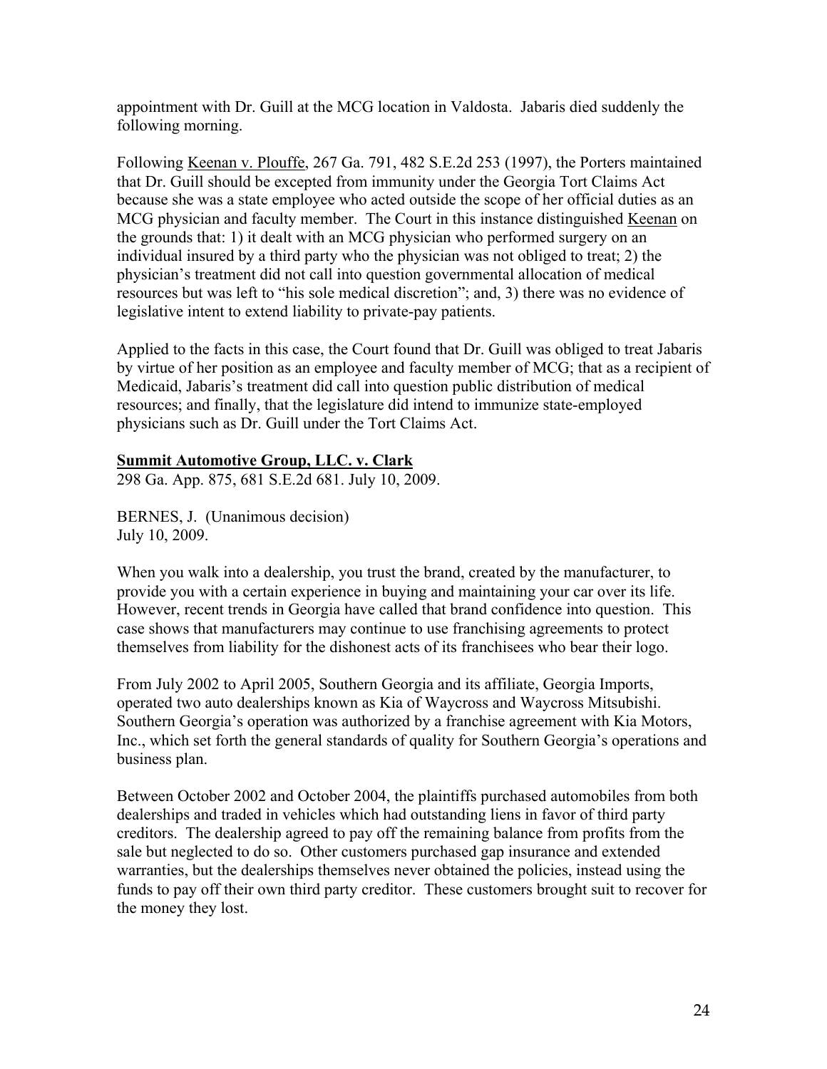appointment with Dr. Guill at the MCG location in Valdosta. Jabaris died suddenly the following morning.

Following Keenan v. Plouffe, 267 Ga. 791, 482 S.E.2d 253 (1997), the Porters maintained that Dr. Guill should be excepted from immunity under the Georgia Tort Claims Act because she was a state employee who acted outside the scope of her official duties as an MCG physician and faculty member. The Court in this instance distinguished Keenan on the grounds that: 1) it dealt with an MCG physician who performed surgery on an individual insured by a third party who the physician was not obliged to treat; 2) the physician's treatment did not call into question governmental allocation of medical resources but was left to "his sole medical discretion"; and, 3) there was no evidence of legislative intent to extend liability to private-pay patients.

Applied to the facts in this case, the Court found that Dr. Guill was obliged to treat Jabaris by virtue of her position as an employee and faculty member of MCG; that as a recipient of Medicaid, Jabaris's treatment did call into question public distribution of medical resources; and finally, that the legislature did intend to immunize state-employed physicians such as Dr. Guill under the Tort Claims Act.

**Summit Automotive Group, LLC. v. Clark**
298 Ga. App. 875, 681 S.E.2d 681. July 10, 2009.

BERNES, J. (Unanimous decision)
July 10, 2009.

When you walk into a dealership, you trust the brand, created by the manufacturer, to provide you with a certain experience in buying and maintaining your car over its life. However, recent trends in Georgia have called that brand confidence into question. This case shows that manufacturers may continue to use franchising agreements to protect themselves from liability for the dishonest acts of its franchisees who bear their logo.

From July 2002 to April 2005, Southern Georgia and its affiliate, Georgia Imports, operated two auto dealerships known as Kia of Waycross and Waycross Mitsubishi. Southern Georgia's operation was authorized by a franchise agreement with Kia Motors, Inc., which set forth the general standards of quality for Southern Georgia's operations and business plan.

Between October 2002 and October 2004, the plaintiffs purchased automobiles from both dealerships and traded in vehicles which had outstanding liens in favor of third party creditors. The dealership agreed to pay off the remaining balance from profits from the sale but neglected to do so. Other customers purchased gap insurance and extended warranties, but the dealerships themselves never obtained the policies, instead using the funds to pay off their own third party creditor. These customers brought suit to recover for the money they lost.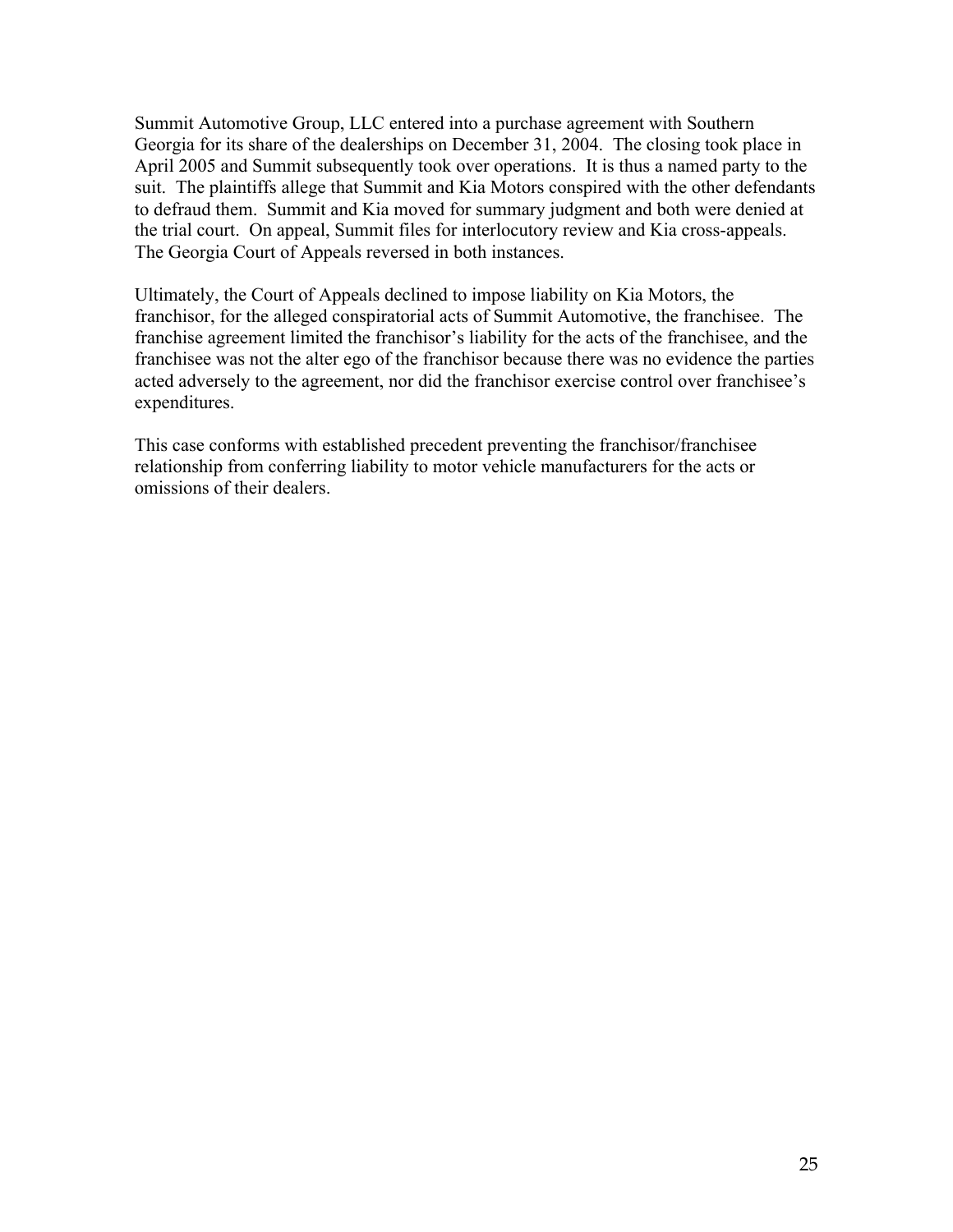Summit Automotive Group, LLC entered into a purchase agreement with Southern Georgia for its share of the dealerships on December 31, 2004. The closing took place in April 2005 and Summit subsequently took over operations. It is thus a named party to the suit. The plaintiffs allege that Summit and Kia Motors conspired with the other defendants to defraud them. Summit and Kia moved for summary judgment and both were denied at the trial court. On appeal, Summit files for interlocutory review and Kia cross-appeals. The Georgia Court of Appeals reversed in both instances.

Ultimately, the Court of Appeals declined to impose liability on Kia Motors, the franchisor, for the alleged conspiratorial acts of Summit Automotive, the franchisee. The franchise agreement limited the franchisor's liability for the acts of the franchisee, and the franchisee was not the alter ego of the franchisor because there was no evidence the parties acted adversely to the agreement, nor did the franchisor exercise control over franchisee's expenditures.

This case conforms with established precedent preventing the franchisor/franchisee relationship from conferring liability to motor vehicle manufacturers for the acts or omissions of their dealers.